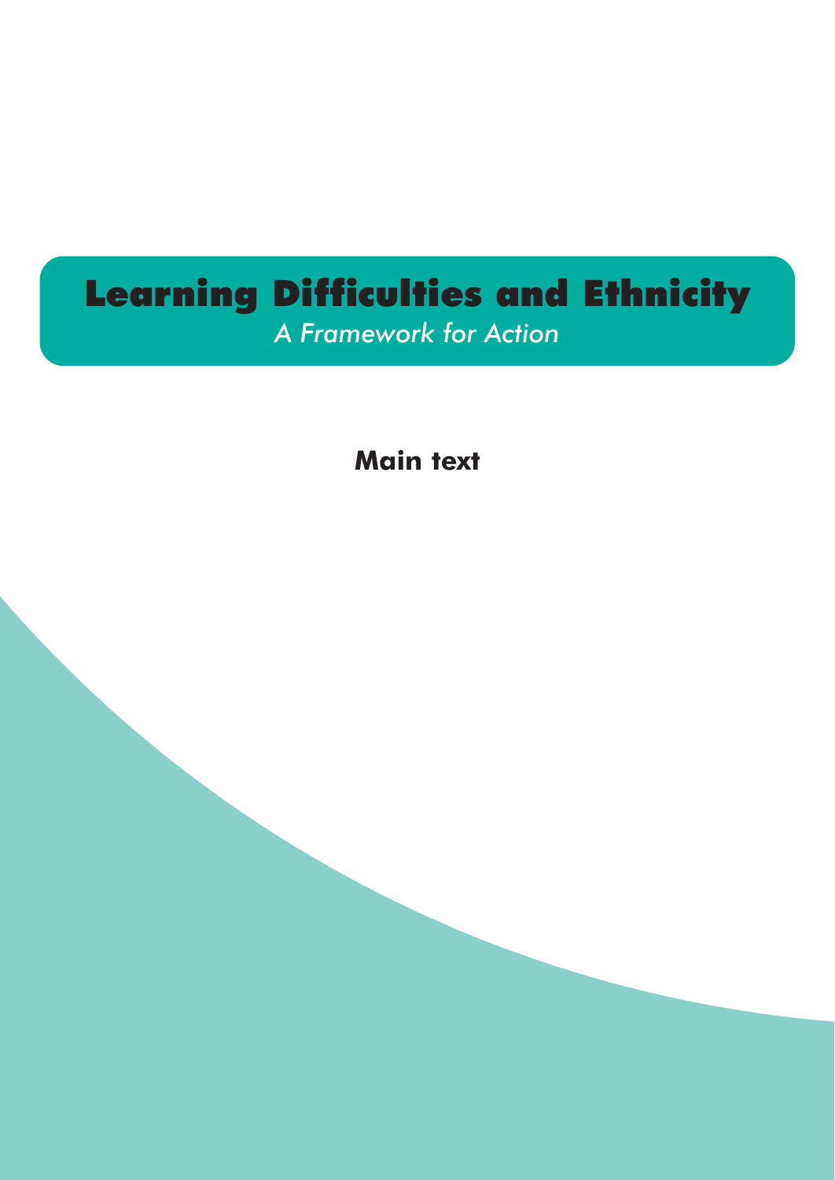# Learning Difficulties and Ethnicity

*A Framework for Action*

**Main text**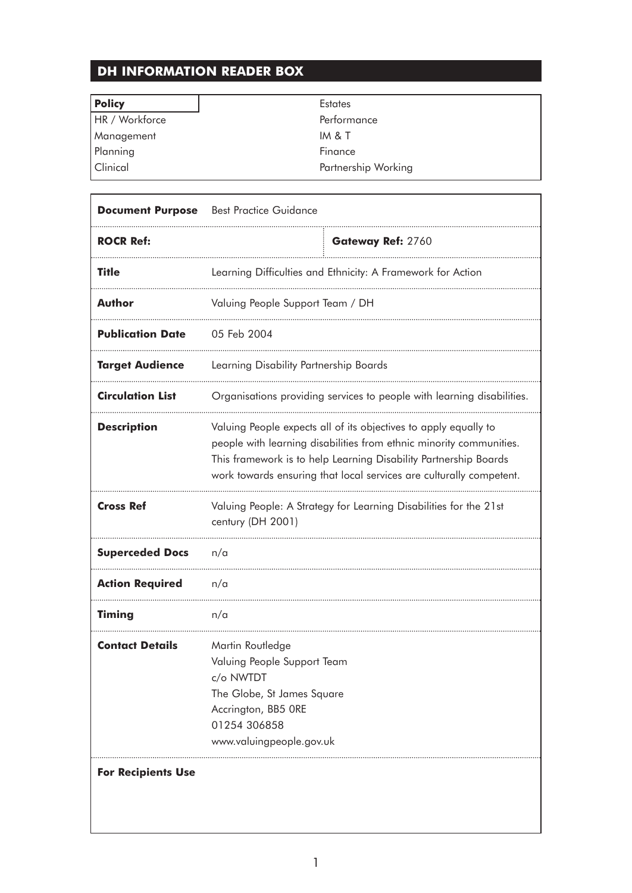## DH INFORMATION READER BOX

| **Policy** | Estates |
|---|---|
| HR / Workforce | Performance |
| Management | IM & T |
| Planning | Finance |
| Clinical | Partnership Working |

| | | |
|---|---|---|
| **Document Purpose** | Best Practice Guidance | |
| **ROCR Ref:** | | **Gateway Ref:** 2760 |
| **Title** | Learning Difficulties and Ethnicity: A Framework for Action | |
| **Author** | Valuing People Support Team / DH | |
| **Publication Date** | 05 Feb 2004 | |
| **Target Audience** | Learning Disability Partnership Boards | |
| **Circulation List** | Organisations providing services to people with learning disabilities. | |
| **Description** | Valuing People expects all of its objectives to apply equally to people with learning disabilities from ethnic minority communities. This framework is to help Learning Disability Partnership Boards work towards ensuring that local services are culturally competent. | |
| **Cross Ref** | Valuing People: A Strategy for Learning Disabilities for the 21st century (DH 2001) | |
| **Superceded Docs** | n/a | |
| **Action Required** | n/a | |
| **Timing** | n/a | |
| **Contact Details** | Martin Routledge<br>Valuing People Support Team<br>c/o NWTDT<br>The Globe, St James Square<br>Accrington, BB5 0RE<br>01254 306858<br>www.valuingpeople.gov.uk | |
| **For Recipients Use** | | |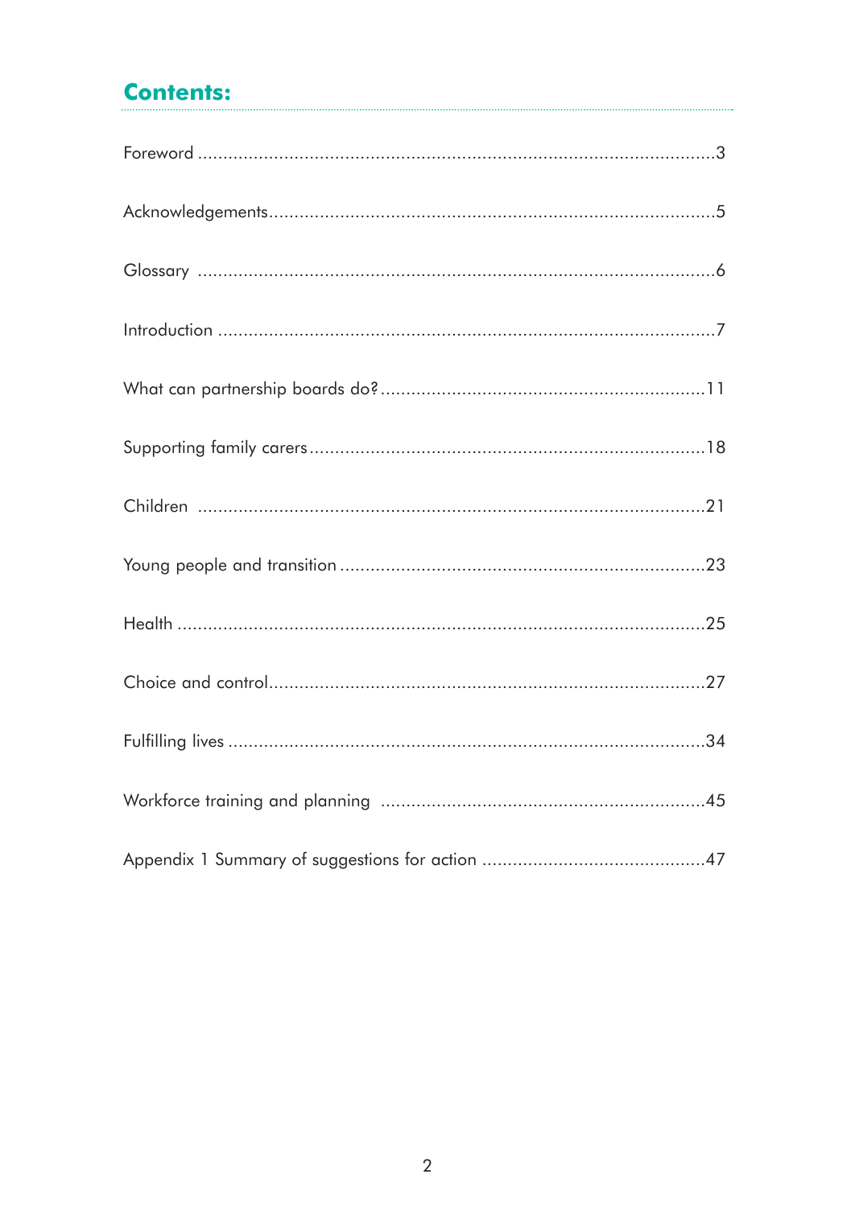## Contents:

| | |
|---|---|
| Foreword | 3 |
| Acknowledgements | 5 |
| Glossary | 6 |
| Introduction | 7 |
| What can partnership boards do? | 11 |
| Supporting family carers | 18 |
| Children | 21 |
| Young people and transition | 23 |
| Health | 25 |
| Choice and control | 27 |
| Fulfilling lives | 34 |
| Workforce training and planning | 45 |
| Appendix 1 Summary of suggestions for action | 47 |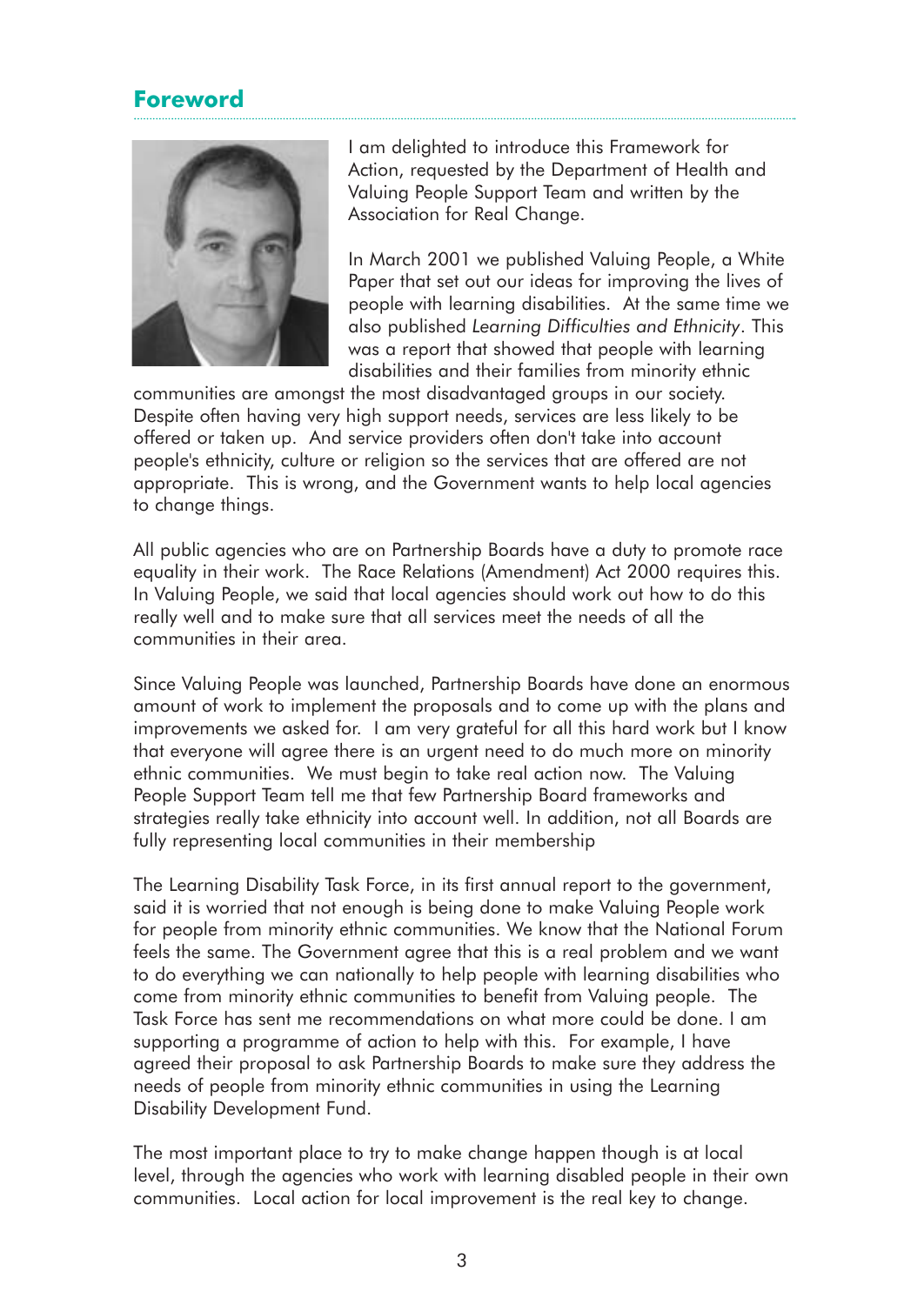## Foreword

I am delighted to introduce this Framework for Action, requested by the Department of Health and Valuing People Support Team and written by the Association for Real Change.

In March 2001 we published Valuing People, a White Paper that set out our ideas for improving the lives of people with learning disabilities. At the same time we also published *Learning Difficulties and Ethnicity*. This was a report that showed that people with learning disabilities and their families from minority ethnic communities are amongst the most disadvantaged groups in our society. Despite often having very high support needs, services are less likely to be offered or taken up. And service providers often don't take into account people's ethnicity, culture or religion so the services that are offered are not appropriate. This is wrong, and the Government wants to help local agencies to change things.

All public agencies who are on Partnership Boards have a duty to promote race equality in their work. The Race Relations (Amendment) Act 2000 requires this. In Valuing People, we said that local agencies should work out how to do this really well and to make sure that all services meet the needs of all the communities in their area.

Since Valuing People was launched, Partnership Boards have done an enormous amount of work to implement the proposals and to come up with the plans and improvements we asked for. I am very grateful for all this hard work but I know that everyone will agree there is an urgent need to do much more on minority ethnic communities. We must begin to take real action now. The Valuing People Support Team tell me that few Partnership Board frameworks and strategies really take ethnicity into account well. In addition, not all Boards are fully representing local communities in their membership

The Learning Disability Task Force, in its first annual report to the government, said it is worried that not enough is being done to make Valuing People work for people from minority ethnic communities. We know that the National Forum feels the same. The Government agree that this is a real problem and we want to do everything we can nationally to help people with learning disabilities who come from minority ethnic communities to benefit from Valuing people. The Task Force has sent me recommendations on what more could be done. I am supporting a programme of action to help with this. For example, I have agreed their proposal to ask Partnership Boards to make sure they address the needs of people from minority ethnic communities in using the Learning Disability Development Fund.

The most important place to try to make change happen though is at local level, through the agencies who work with learning disabled people in their own communities. Local action for local improvement is the real key to change.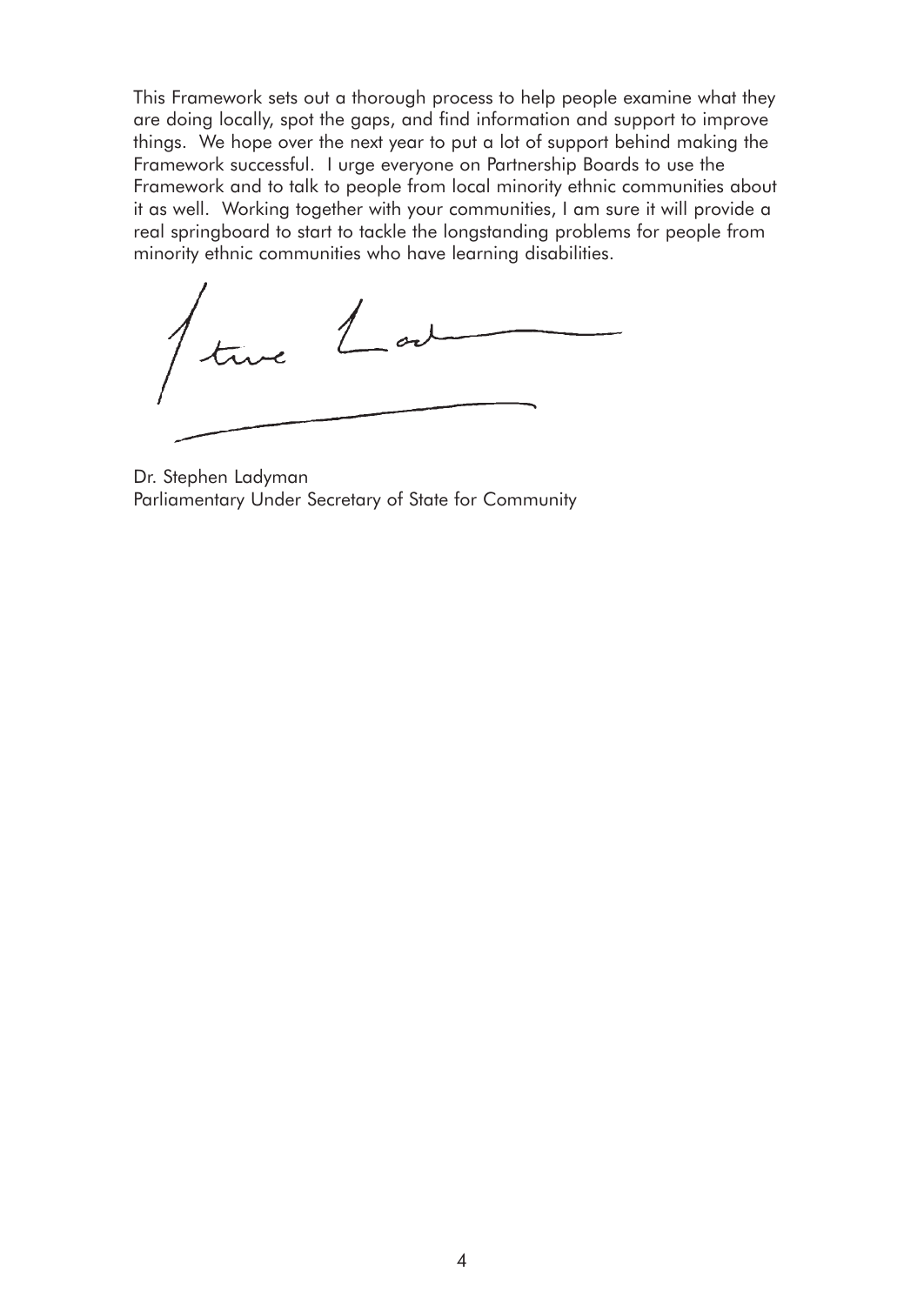This Framework sets out a thorough process to help people examine what they are doing locally, spot the gaps, and find information and support to improve things. We hope over the next year to put a lot of support behind making the Framework successful. I urge everyone on Partnership Boards to use the Framework and to talk to people from local minority ethnic communities about it as well. Working together with your communities, I am sure it will provide a real springboard to start to tackle the longstanding problems for people from minority ethnic communities who have learning disabilities.

Dr. Stephen Ladyman
Parliamentary Under Secretary of State for Community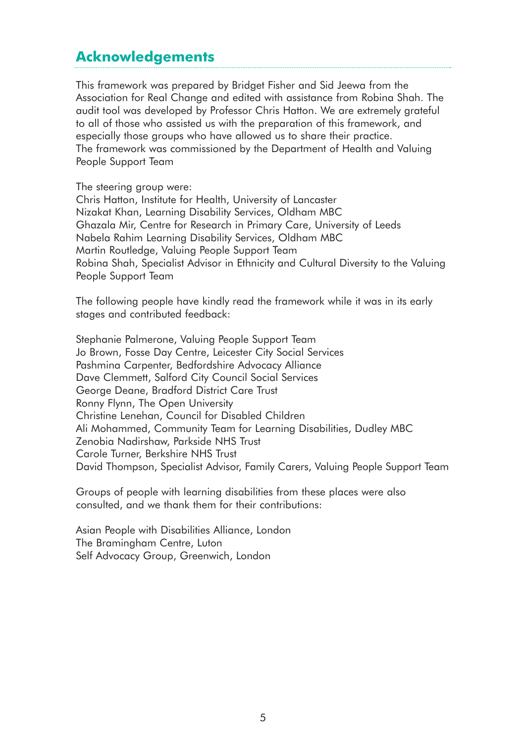## Acknowledgements

This framework was prepared by Bridget Fisher and Sid Jeewa from the Association for Real Change and edited with assistance from Robina Shah. The audit tool was developed by Professor Chris Hatton. We are extremely grateful to all of those who assisted us with the preparation of this framework, and especially those groups who have allowed us to share their practice.
The framework was commissioned by the Department of Health and Valuing People Support Team

The steering group were:
Chris Hatton, Institute for Health, University of Lancaster
Nizakat Khan, Learning Disability Services, Oldham MBC
Ghazala Mir, Centre for Research in Primary Care, University of Leeds
Nabela Rahim Learning Disability Services, Oldham MBC
Martin Routledge, Valuing People Support Team
Robina Shah, Specialist Advisor in Ethnicity and Cultural Diversity to the Valuing People Support Team

The following people have kindly read the framework while it was in its early stages and contributed feedback:

Stephanie Palmerone, Valuing People Support Team
Jo Brown, Fosse Day Centre, Leicester City Social Services
Pashmina Carpenter, Bedfordshire Advocacy Alliance
Dave Clemmett, Salford City Council Social Services
George Deane, Bradford District Care Trust
Ronny Flynn, The Open University
Christine Lenehan, Council for Disabled Children
Ali Mohammed, Community Team for Learning Disabilities, Dudley MBC
Zenobia Nadirshaw, Parkside NHS Trust
Carole Turner, Berkshire NHS Trust
David Thompson, Specialist Advisor, Family Carers, Valuing People Support Team

Groups of people with learning disabilities from these places were also consulted, and we thank them for their contributions:

Asian People with Disabilities Alliance, London
The Bramingham Centre, Luton
Self Advocacy Group, Greenwich, London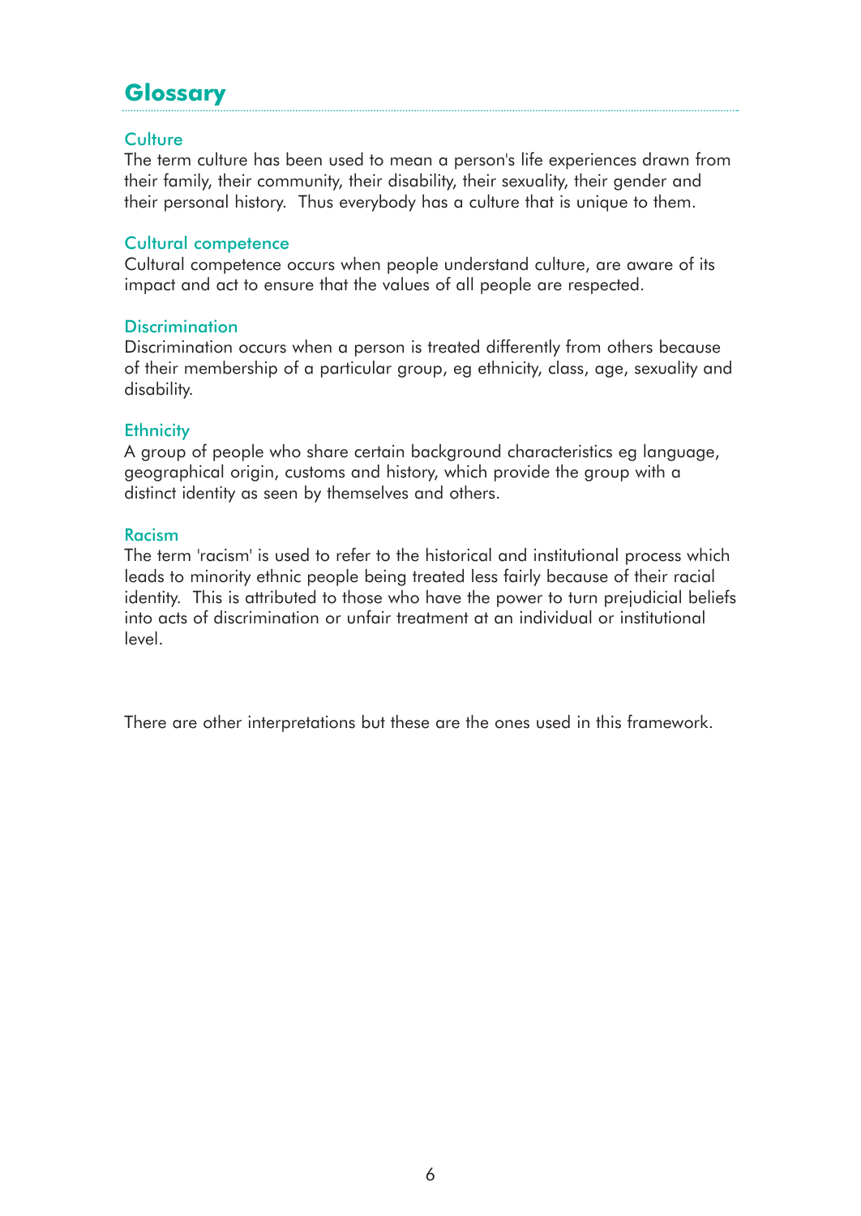## Glossary

### Culture

The term culture has been used to mean a person's life experiences drawn from their family, their community, their disability, their sexuality, their gender and their personal history. Thus everybody has a culture that is unique to them.

### Cultural competence

Cultural competence occurs when people understand culture, are aware of its impact and act to ensure that the values of all people are respected.

### Discrimination

Discrimination occurs when a person is treated differently from others because of their membership of a particular group, eg ethnicity, class, age, sexuality and disability.

### Ethnicity

A group of people who share certain background characteristics eg language, geographical origin, customs and history, which provide the group with a distinct identity as seen by themselves and others.

### Racism

The term 'racism' is used to refer to the historical and institutional process which leads to minority ethnic people being treated less fairly because of their racial identity. This is attributed to those who have the power to turn prejudicial beliefs into acts of discrimination or unfair treatment at an individual or institutional level.

There are other interpretations but these are the ones used in this framework.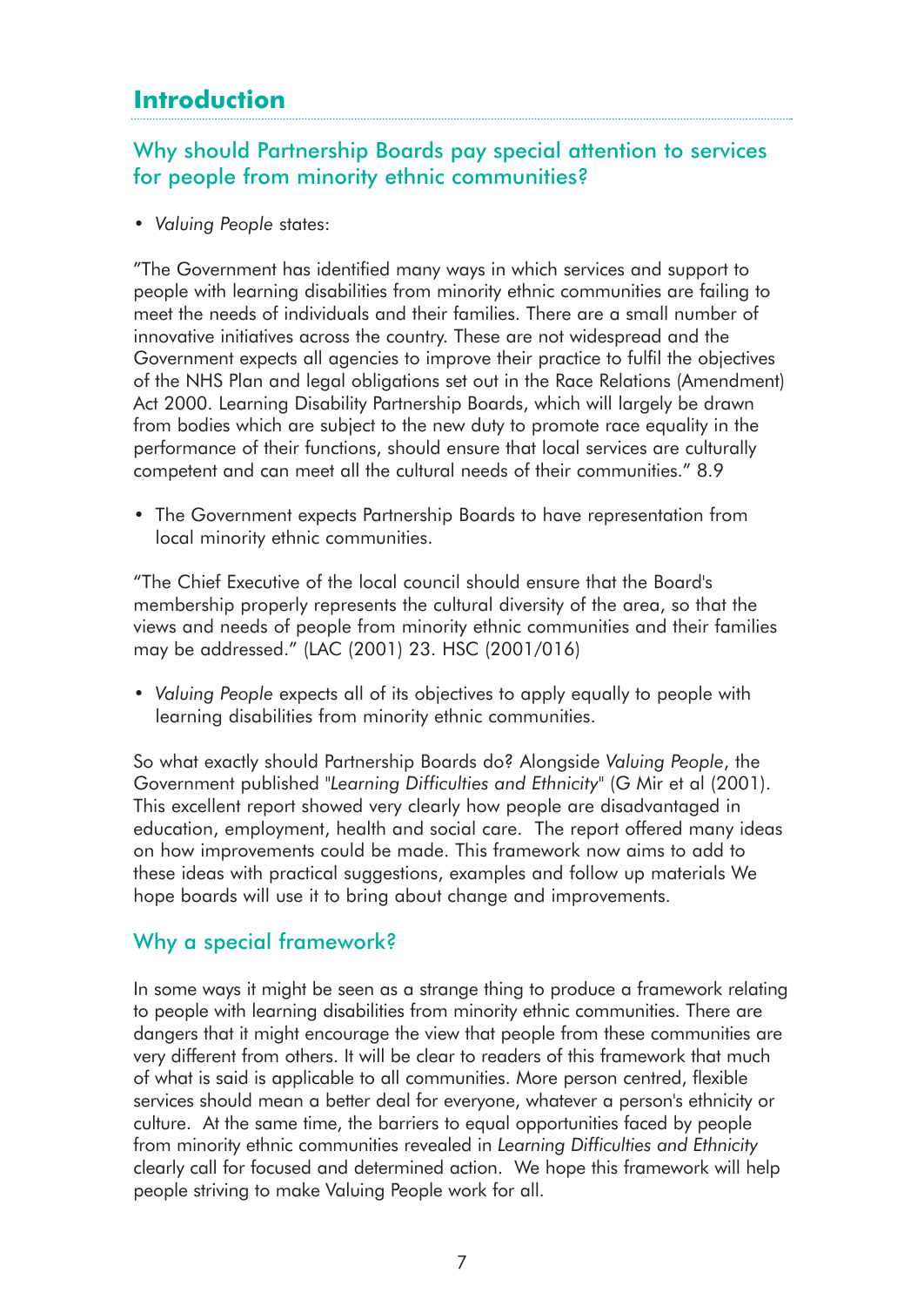## Introduction

### Why should Partnership Boards pay special attention to services for people from minority ethnic communities?

- *Valuing People* states:

"The Government has identified many ways in which services and support to people with learning disabilities from minority ethnic communities are failing to meet the needs of individuals and their families. There are a small number of innovative initiatives across the country. These are not widespread and the Government expects all agencies to improve their practice to fulfil the objectives of the NHS Plan and legal obligations set out in the Race Relations (Amendment) Act 2000. Learning Disability Partnership Boards, which will largely be drawn from bodies which are subject to the new duty to promote race equality in the performance of their functions, should ensure that local services are culturally competent and can meet all the cultural needs of their communities." 8.9

- The Government expects Partnership Boards to have representation from local minority ethnic communities.

"The Chief Executive of the local council should ensure that the Board's membership properly represents the cultural diversity of the area, so that the views and needs of people from minority ethnic communities and their families may be addressed." (LAC (2001) 23. HSC (2001/016)

- *Valuing People* expects all of its objectives to apply equally to people with learning disabilities from minority ethnic communities.

So what exactly should Partnership Boards do? Alongside *Valuing People*, the Government published "*Learning Difficulties and Ethnicity*" (G Mir et al (2001). This excellent report showed very clearly how people are disadvantaged in education, employment, health and social care. The report offered many ideas on how improvements could be made. This framework now aims to add to these ideas with practical suggestions, examples and follow up materials We hope boards will use it to bring about change and improvements.

### Why a special framework?

In some ways it might be seen as a strange thing to produce a framework relating to people with learning disabilities from minority ethnic communities. There are dangers that it might encourage the view that people from these communities are very different from others. It will be clear to readers of this framework that much of what is said is applicable to all communities. More person centred, flexible services should mean a better deal for everyone, whatever a person's ethnicity or culture. At the same time, the barriers to equal opportunities faced by people from minority ethnic communities revealed in *Learning Difficulties and Ethnicity* clearly call for focused and determined action. We hope this framework will help people striving to make Valuing People work for all.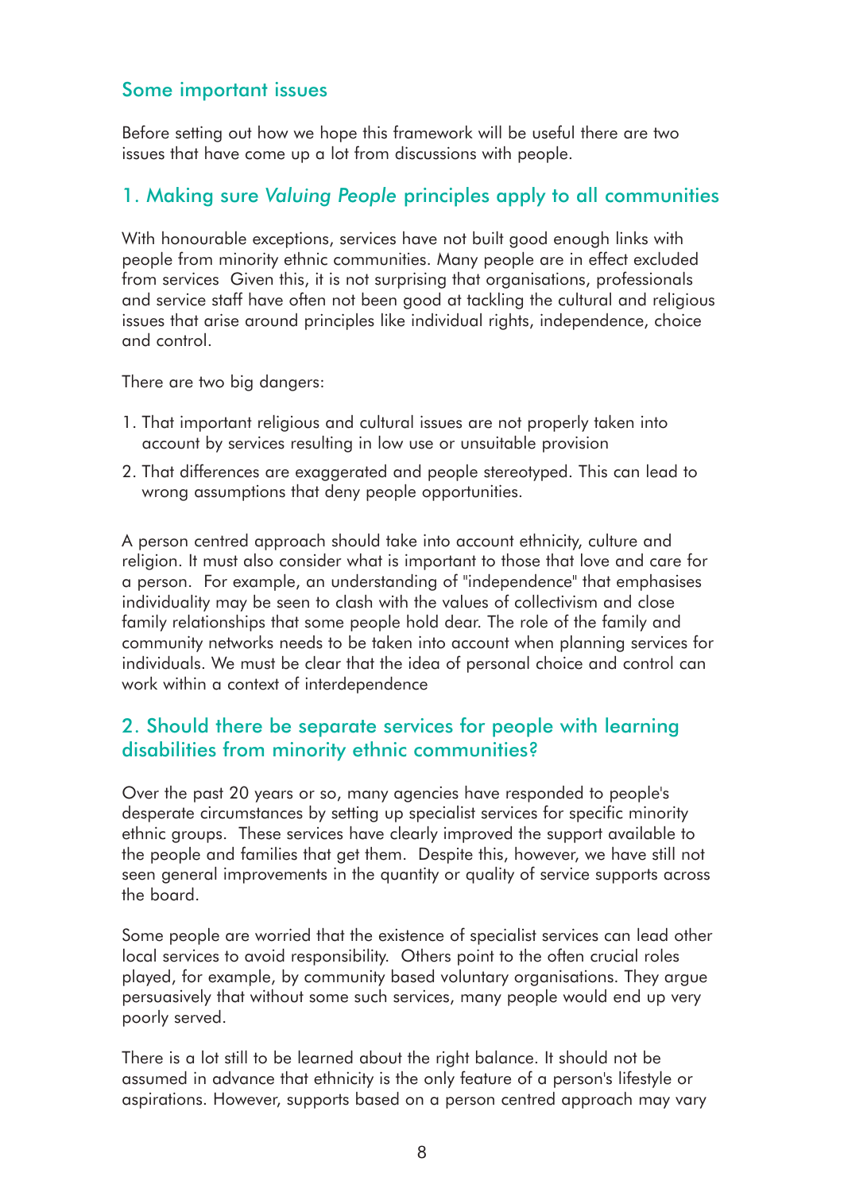## Some important issues

Before setting out how we hope this framework will be useful there are two issues that have come up a lot from discussions with people.

### 1. Making sure *Valuing People* principles apply to all communities

With honourable exceptions, services have not built good enough links with people from minority ethnic communities. Many people are in effect excluded from services  Given this, it is not surprising that organisations, professionals and service staff have often not been good at tackling the cultural and religious issues that arise around principles like individual rights, independence, choice and control.

There are two big dangers:

1. That important religious and cultural issues are not properly taken into account by services resulting in low use or unsuitable provision
2. That differences are exaggerated and people stereotyped. This can lead to wrong assumptions that deny people opportunities.

A person centred approach should take into account ethnicity, culture and religion. It must also consider what is important to those that love and care for a person.  For example, an understanding of "independence" that emphasises individuality may be seen to clash with the values of collectivism and close family relationships that some people hold dear. The role of the family and community networks needs to be taken into account when planning services for individuals. We must be clear that the idea of personal choice and control can work within a context of interdependence

### 2. Should there be separate services for people with learning disabilities from minority ethnic communities?

Over the past 20 years or so, many agencies have responded to people's desperate circumstances by setting up specialist services for specific minority ethnic groups.  These services have clearly improved the support available to the people and families that get them.  Despite this, however, we have still not seen general improvements in the quantity or quality of service supports across the board.

Some people are worried that the existence of specialist services can lead other local services to avoid responsibility.  Others point to the often crucial roles played, for example, by community based voluntary organisations. They argue persuasively that without some such services, many people would end up very poorly served.

There is a lot still to be learned about the right balance. It should not be assumed in advance that ethnicity is the only feature of a person's lifestyle or aspirations. However, supports based on a person centred approach may vary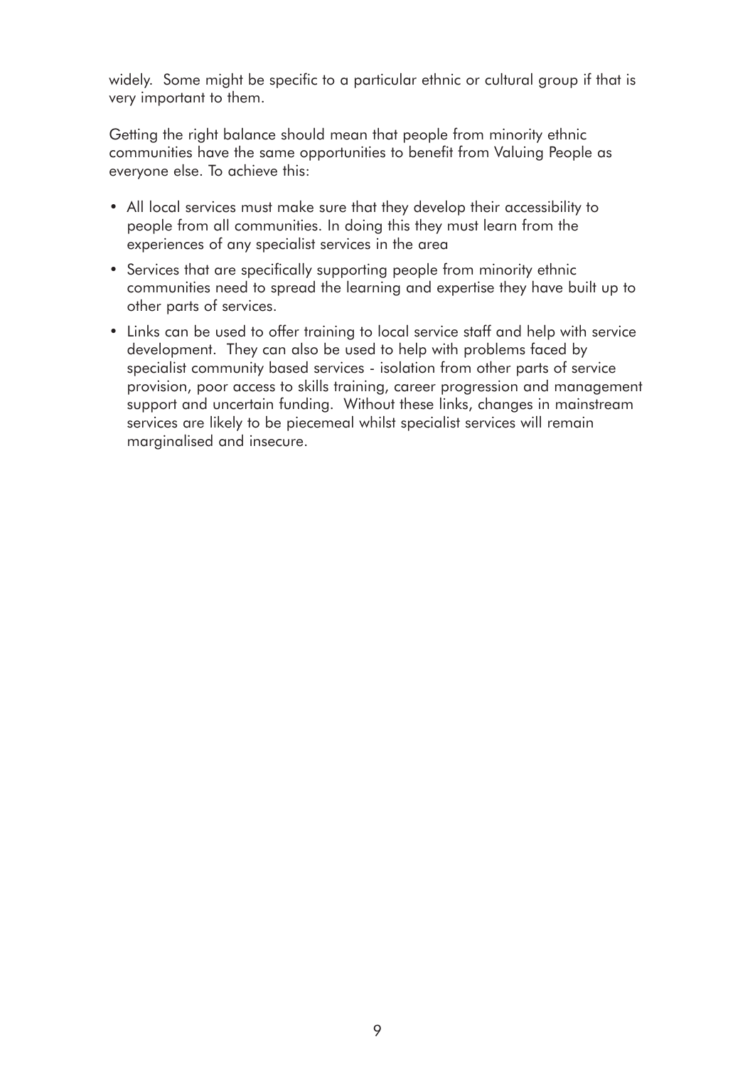widely. Some might be specific to a particular ethnic or cultural group if that is very important to them.

Getting the right balance should mean that people from minority ethnic communities have the same opportunities to benefit from Valuing People as everyone else. To achieve this:

- All local services must make sure that they develop their accessibility to people from all communities. In doing this they must learn from the experiences of any specialist services in the area
- Services that are specifically supporting people from minority ethnic communities need to spread the learning and expertise they have built up to other parts of services.
- Links can be used to offer training to local service staff and help with service development. They can also be used to help with problems faced by specialist community based services - isolation from other parts of service provision, poor access to skills training, career progression and management support and uncertain funding. Without these links, changes in mainstream services are likely to be piecemeal whilst specialist services will remain marginalised and insecure.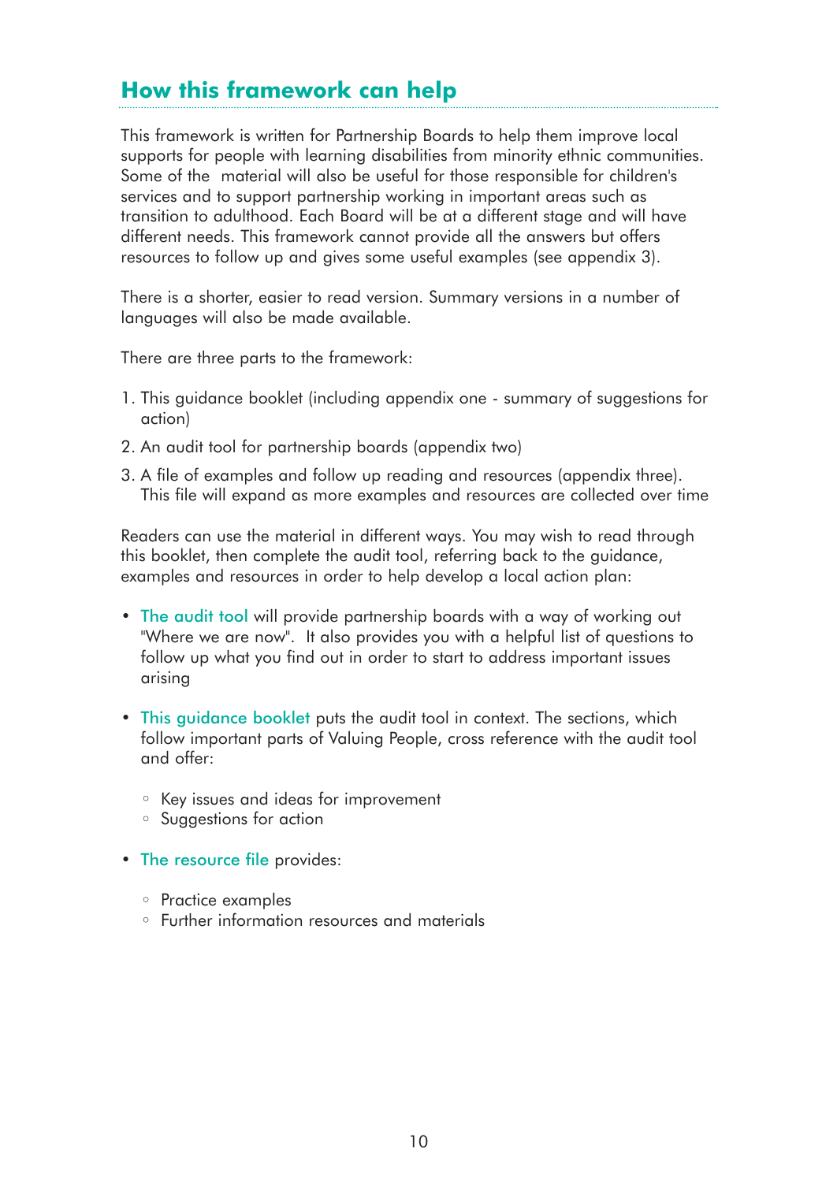## How this framework can help

This framework is written for Partnership Boards to help them improve local supports for people with learning disabilities from minority ethnic communities. Some of the material will also be useful for those responsible for children's services and to support partnership working in important areas such as transition to adulthood. Each Board will be at a different stage and will have different needs. This framework cannot provide all the answers but offers resources to follow up and gives some useful examples (see appendix 3).

There is a shorter, easier to read version. Summary versions in a number of languages will also be made available.

There are three parts to the framework:

1. This guidance booklet (including appendix one - summary of suggestions for action)
2. An audit tool for partnership boards (appendix two)
3. A file of examples and follow up reading and resources (appendix three). This file will expand as more examples and resources are collected over time

Readers can use the material in different ways. You may wish to read through this booklet, then complete the audit tool, referring back to the guidance, examples and resources in order to help develop a local action plan:

- The audit tool will provide partnership boards with a way of working out "Where we are now". It also provides you with a helpful list of questions to follow up what you find out in order to start to address important issues arising

- This guidance booklet puts the audit tool in context. The sections, which follow important parts of Valuing People, cross reference with the audit tool and offer:

  - Key issues and ideas for improvement
  - Suggestions for action

- The resource file provides:

  - Practice examples
  - Further information resources and materials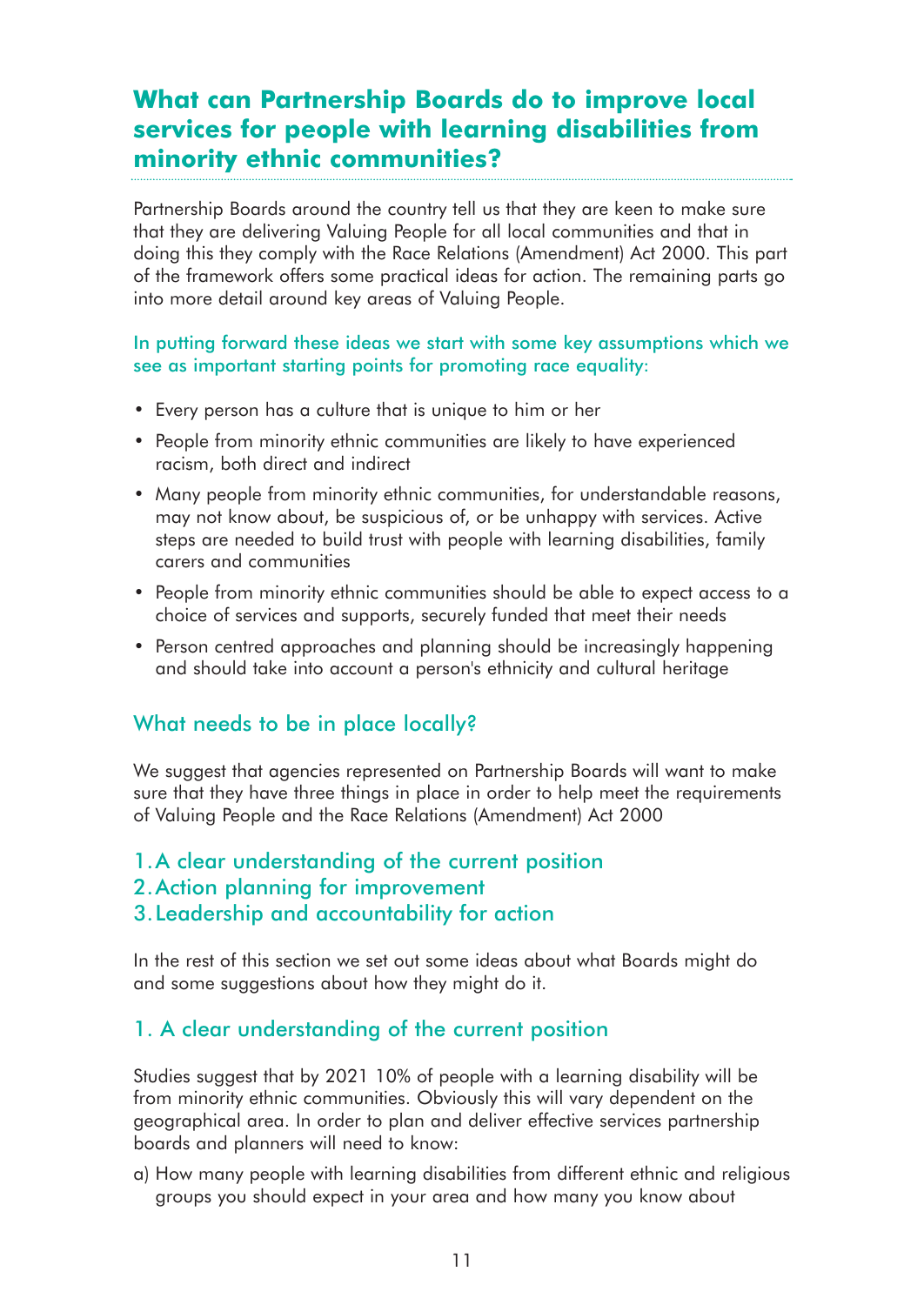## What can Partnership Boards do to improve local services for people with learning disabilities from minority ethnic communities?

Partnership Boards around the country tell us that they are keen to make sure that they are delivering Valuing People for all local communities and that in doing this they comply with the Race Relations (Amendment) Act 2000. This part of the framework offers some practical ideas for action. The remaining parts go into more detail around key areas of Valuing People.

In putting forward these ideas we start with some key assumptions which we see as important starting points for promoting race equality:

- Every person has a culture that is unique to him or her
- People from minority ethnic communities are likely to have experienced racism, both direct and indirect
- Many people from minority ethnic communities, for understandable reasons, may not know about, be suspicious of, or be unhappy with services. Active steps are needed to build trust with people with learning disabilities, family carers and communities
- People from minority ethnic communities should be able to expect access to a choice of services and supports, securely funded that meet their needs
- Person centred approaches and planning should be increasingly happening and should take into account a person's ethnicity and cultural heritage

### What needs to be in place locally?

We suggest that agencies represented on Partnership Boards will want to make sure that they have three things in place in order to help meet the requirements of Valuing People and the Race Relations (Amendment) Act 2000

1. A clear understanding of the current position
2. Action planning for improvement
3. Leadership and accountability for action

In the rest of this section we set out some ideas about what Boards might do and some suggestions about how they might do it.

### 1. A clear understanding of the current position

Studies suggest that by 2021 10% of people with a learning disability will be from minority ethnic communities. Obviously this will vary dependent on the geographical area. In order to plan and deliver effective services partnership boards and planners will need to know:

a) How many people with learning disabilities from different ethnic and religious groups you should expect in your area and how many you know about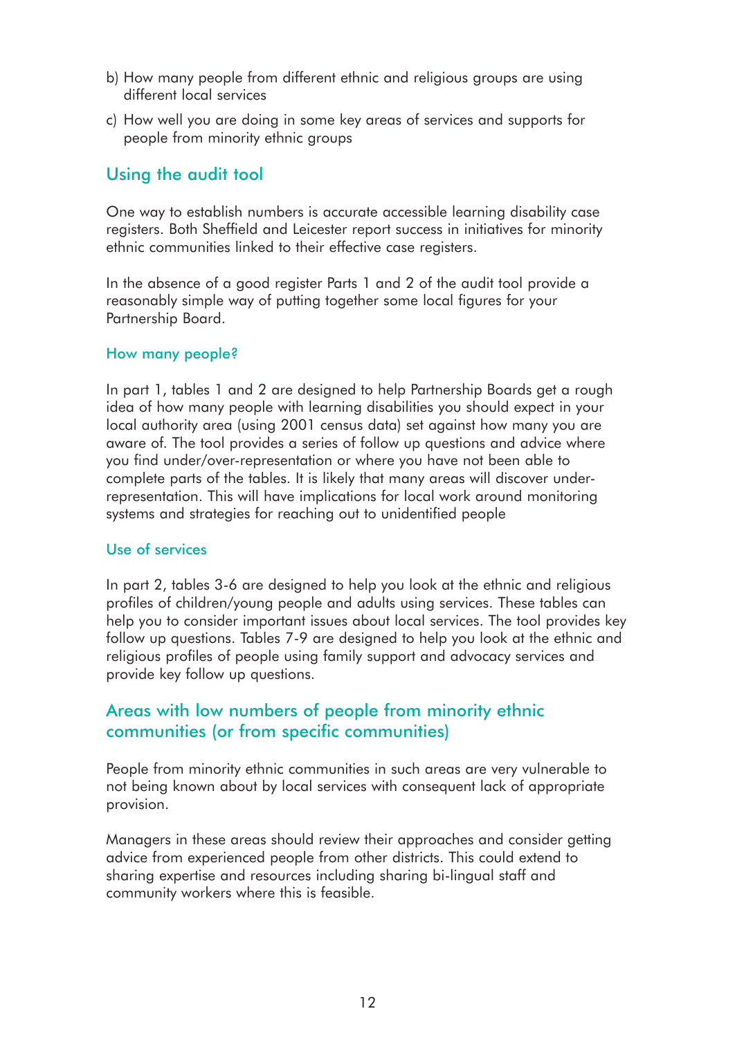b) How many people from different ethnic and religious groups are using different local services

c) How well you are doing in some key areas of services and supports for people from minority ethnic groups

## Using the audit tool

One way to establish numbers is accurate accessible learning disability case registers. Both Sheffield and Leicester report success in initiatives for minority ethnic communities linked to their effective case registers.

In the absence of a good register Parts 1 and 2 of the audit tool provide a reasonably simple way of putting together some local figures for your Partnership Board.

### How many people?

In part 1, tables 1 and 2 are designed to help Partnership Boards get a rough idea of how many people with learning disabilities you should expect in your local authority area (using 2001 census data) set against how many you are aware of. The tool provides a series of follow up questions and advice where you find under/over-representation or where you have not been able to complete parts of the tables. It is likely that many areas will discover under-representation. This will have implications for local work around monitoring systems and strategies for reaching out to unidentified people

### Use of services

In part 2, tables 3-6 are designed to help you look at the ethnic and religious profiles of children/young people and adults using services. These tables can help you to consider important issues about local services. The tool provides key follow up questions. Tables 7-9 are designed to help you look at the ethnic and religious profiles of people using family support and advocacy services and provide key follow up questions.

## Areas with low numbers of people from minority ethnic communities (or from specific communities)

People from minority ethnic communities in such areas are very vulnerable to not being known about by local services with consequent lack of appropriate provision.

Managers in these areas should review their approaches and consider getting advice from experienced people from other districts. This could extend to sharing expertise and resources including sharing bi-lingual staff and community workers where this is feasible.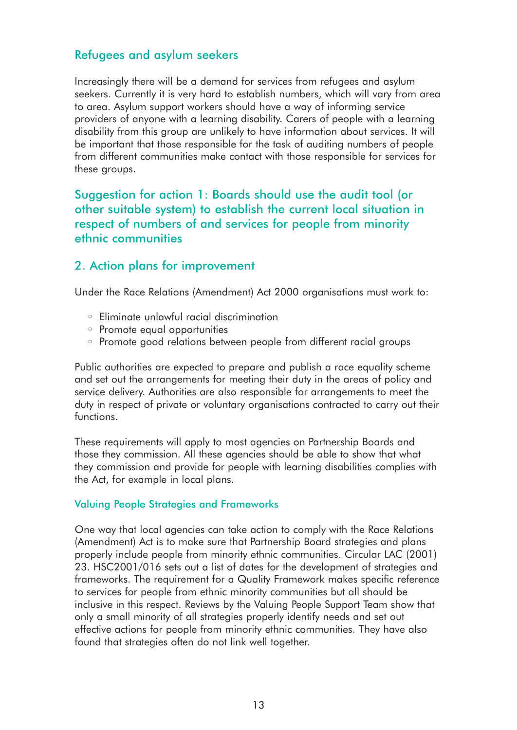### Refugees and asylum seekers

Increasingly there will be a demand for services from refugees and asylum seekers. Currently it is very hard to establish numbers, which will vary from area to area. Asylum support workers should have a way of informing service providers of anyone with a learning disability. Carers of people with a learning disability from this group are unlikely to have information about services. It will be important that those responsible for the task of auditing numbers of people from different communities make contact with those responsible for services for these groups.

### Suggestion for action 1: Boards should use the audit tool (or other suitable system) to establish the current local situation in respect of numbers of and services for people from minority ethnic communities

## 2. Action plans for improvement

Under the Race Relations (Amendment) Act 2000 organisations must work to:

- Eliminate unlawful racial discrimination
- Promote equal opportunities
- Promote good relations between people from different racial groups

Public authorities are expected to prepare and publish a race equality scheme and set out the arrangements for meeting their duty in the areas of policy and service delivery. Authorities are also responsible for arrangements to meet the duty in respect of private or voluntary organisations contracted to carry out their functions.

These requirements will apply to most agencies on Partnership Boards and those they commission. All these agencies should be able to show that what they commission and provide for people with learning disabilities complies with the Act, for example in local plans.

### Valuing People Strategies and Frameworks

One way that local agencies can take action to comply with the Race Relations (Amendment) Act is to make sure that Partnership Board strategies and plans properly include people from minority ethnic communities. Circular LAC (2001) 23. HSC2001/016 sets out a list of dates for the development of strategies and frameworks. The requirement for a Quality Framework makes specific reference to services for people from ethnic minority communities but all should be inclusive in this respect. Reviews by the Valuing People Support Team show that only a small minority of all strategies properly identify needs and set out effective actions for people from minority ethnic communities. They have also found that strategies often do not link well together.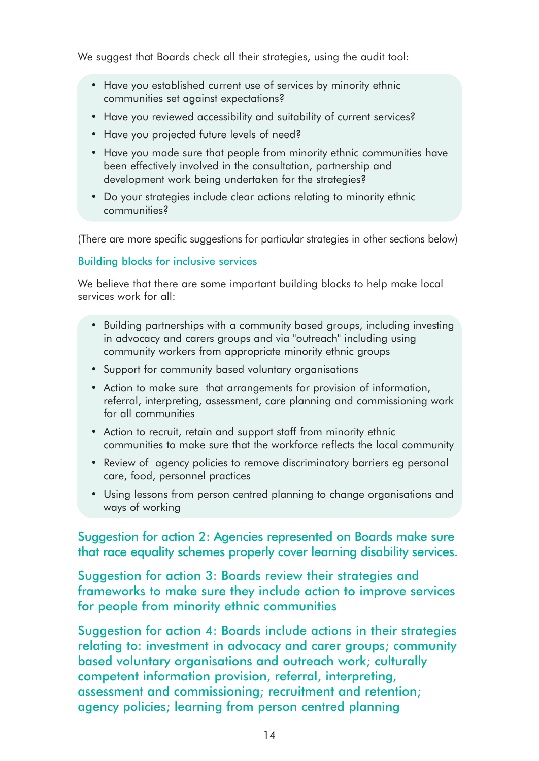We suggest that Boards check all their strategies, using the audit tool:

- Have you established current use of services by minority ethnic communities set against expectations?
- Have you reviewed accessibility and suitability of current services?
- Have you projected future levels of need?
- Have you made sure that people from minority ethnic communities have been effectively involved in the consultation, partnership and development work being undertaken for the strategies?
- Do your strategies include clear actions relating to minority ethnic communities?

(There are more specific suggestions for particular strategies in other sections below)

### Building blocks for inclusive services

We believe that there are some important building blocks to help make local services work for all:

- Building partnerships with a community based groups, including investing in advocacy and carers groups and via "outreach" including using community workers from appropriate minority ethnic groups
- Support for community based voluntary organisations
- Action to make sure that arrangements for provision of information, referral, interpreting, assessment, care planning and commissioning work for all communities
- Action to recruit, retain and support staff from minority ethnic communities to make sure that the workforce reflects the local community
- Review of agency policies to remove discriminatory barriers eg personal care, food, personnel practices
- Using lessons from person centred planning to change organisations and ways of working

**Suggestion for action 2: Agencies represented on Boards make sure that race equality schemes properly cover learning disability services.**

**Suggestion for action 3: Boards review their strategies and frameworks to make sure they include action to improve services for people from minority ethnic communities**

**Suggestion for action 4: Boards include actions in their strategies relating to: investment in advocacy and carer groups; community based voluntary organisations and outreach work; culturally competent information provision, referral, interpreting, assessment and commissioning; recruitment and retention; agency policies; learning from person centred planning**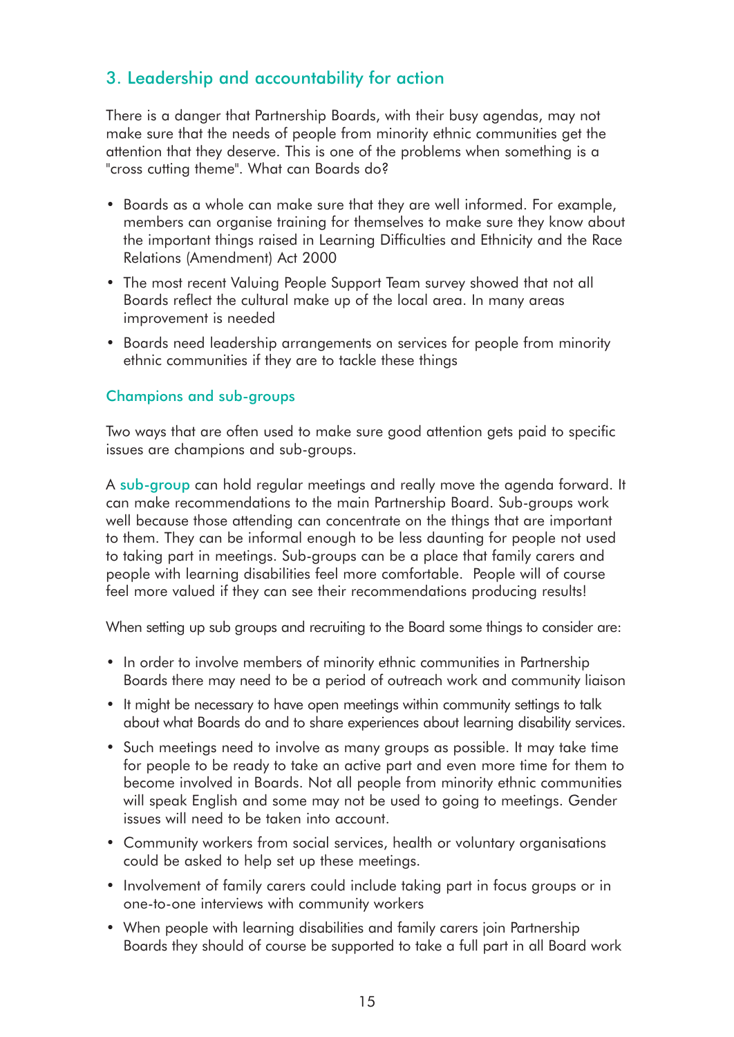## 3. Leadership and accountability for action

There is a danger that Partnership Boards, with their busy agendas, may not make sure that the needs of people from minority ethnic communities get the attention that they deserve. This is one of the problems when something is a "cross cutting theme". What can Boards do?

- Boards as a whole can make sure that they are well informed. For example, members can organise training for themselves to make sure they know about the important things raised in Learning Difficulties and Ethnicity and the Race Relations (Amendment) Act 2000
- The most recent Valuing People Support Team survey showed that not all Boards reflect the cultural make up of the local area. In many areas improvement is needed
- Boards need leadership arrangements on services for people from minority ethnic communities if they are to tackle these things

### Champions and sub-groups

Two ways that are often used to make sure good attention gets paid to specific issues are champions and sub-groups.

A sub-group can hold regular meetings and really move the agenda forward. It can make recommendations to the main Partnership Board. Sub-groups work well because those attending can concentrate on the things that are important to them. They can be informal enough to be less daunting for people not used to taking part in meetings. Sub-groups can be a place that family carers and people with learning disabilities feel more comfortable. People will of course feel more valued if they can see their recommendations producing results!

When setting up sub groups and recruiting to the Board some things to consider are:

- In order to involve members of minority ethnic communities in Partnership Boards there may need to be a period of outreach work and community liaison
- It might be necessary to have open meetings within community settings to talk about what Boards do and to share experiences about learning disability services.
- Such meetings need to involve as many groups as possible. It may take time for people to be ready to take an active part and even more time for them to become involved in Boards. Not all people from minority ethnic communities will speak English and some may not be used to going to meetings. Gender issues will need to be taken into account.
- Community workers from social services, health or voluntary organisations could be asked to help set up these meetings.
- Involvement of family carers could include taking part in focus groups or in one-to-one interviews with community workers
- When people with learning disabilities and family carers join Partnership Boards they should of course be supported to take a full part in all Board work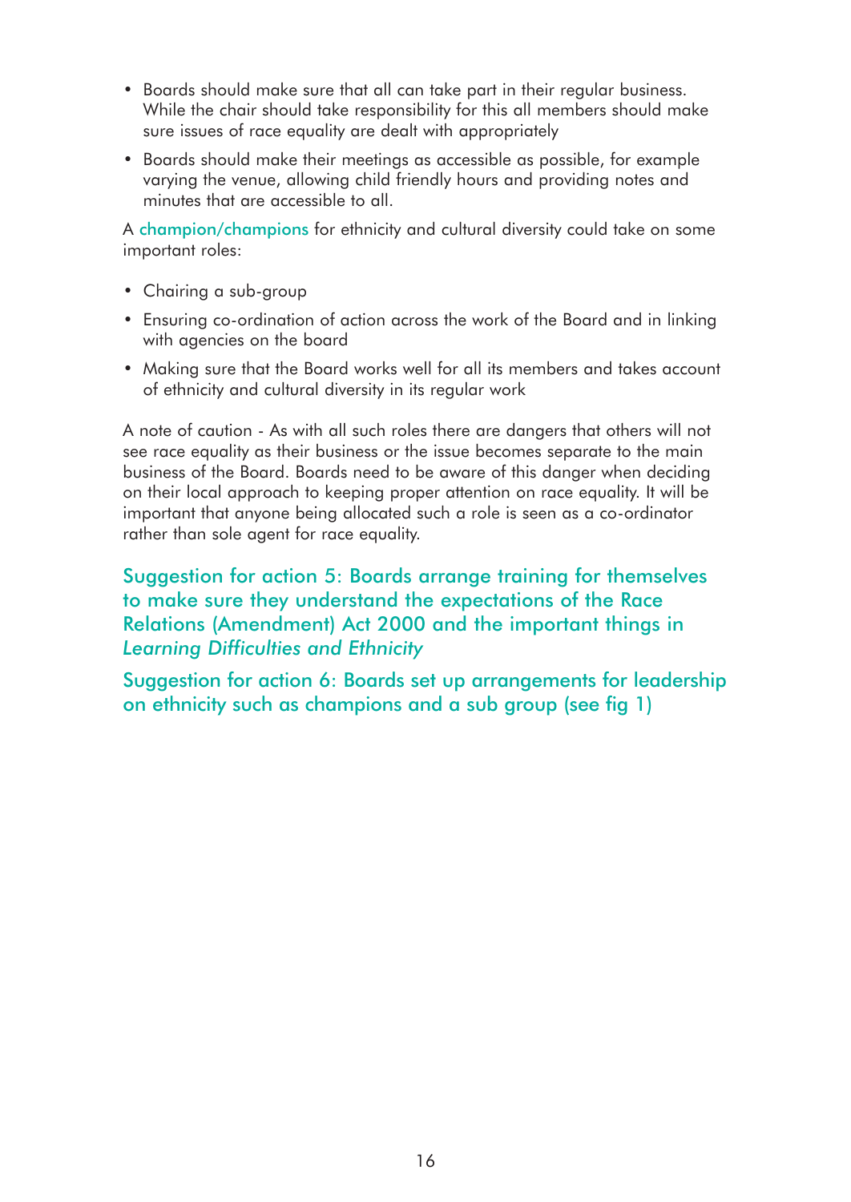- Boards should make sure that all can take part in their regular business. While the chair should take responsibility for this all members should make sure issues of race equality are dealt with appropriately
- Boards should make their meetings as accessible as possible, for example varying the venue, allowing child friendly hours and providing notes and minutes that are accessible to all.

A champion/champions for ethnicity and cultural diversity could take on some important roles:

- Chairing a sub-group
- Ensuring co-ordination of action across the work of the Board and in linking with agencies on the board
- Making sure that the Board works well for all its members and takes account of ethnicity and cultural diversity in its regular work

A note of caution - As with all such roles there are dangers that others will not see race equality as their business or the issue becomes separate to the main business of the Board. Boards need to be aware of this danger when deciding on their local approach to keeping proper attention on race equality. It will be important that anyone being allocated such a role is seen as a co-ordinator rather than sole agent for race equality.

**Suggestion for action 5: Boards arrange training for themselves to make sure they understand the expectations of the Race Relations (Amendment) Act 2000 and the important things in *Learning Difficulties and Ethnicity***

**Suggestion for action 6: Boards set up arrangements for leadership on ethnicity such as champions and a sub group (see fig 1)**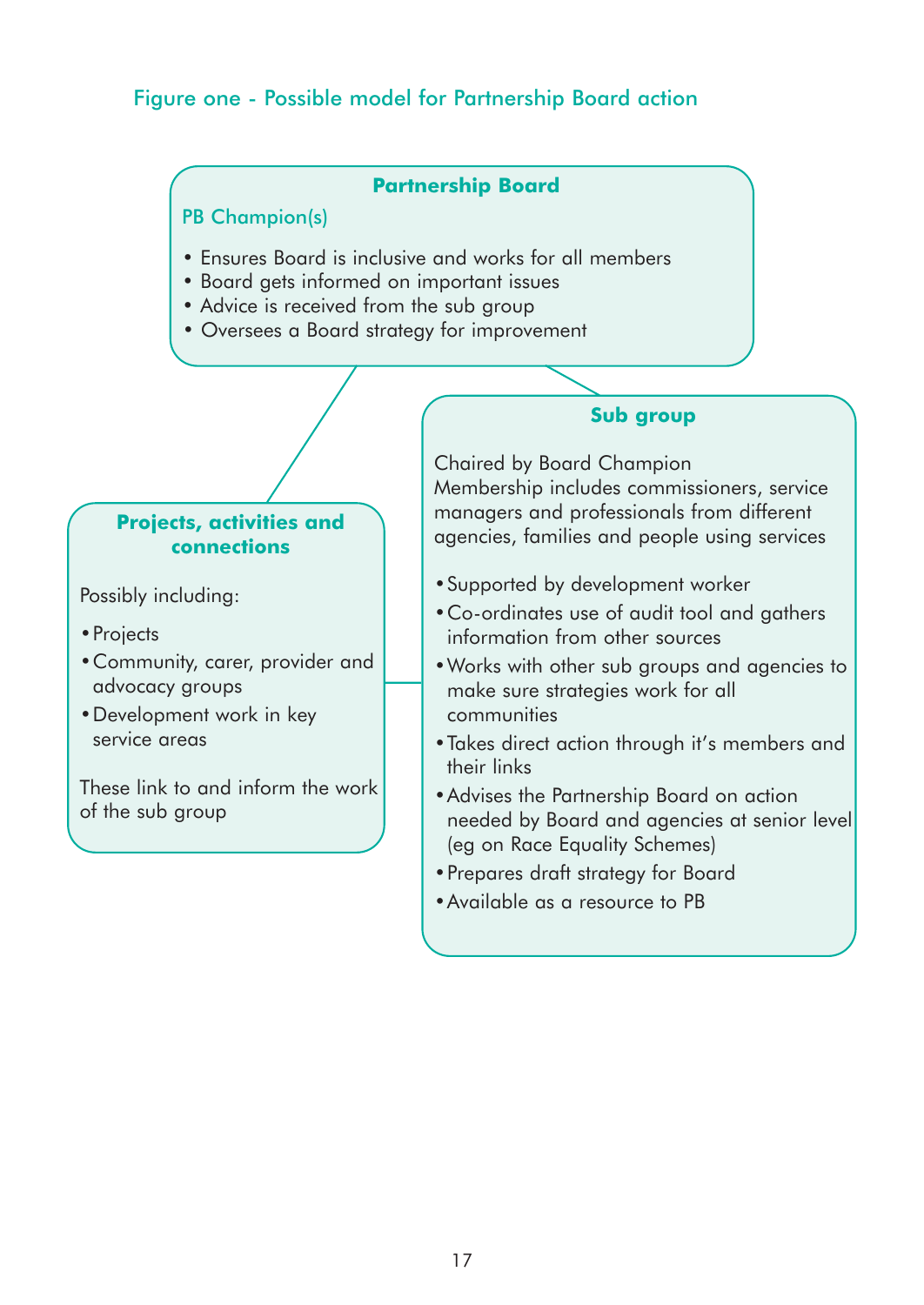Figure one - Possible model for Partnership Board action

**Partnership Board**

PB Champion(s)

- Ensures Board is inclusive and works for all members
- Board gets informed on important issues
- Advice is received from the sub group
- Oversees a Board strategy for improvement

**Sub group**

Chaired by Board Champion
Membership includes commissioners, service managers and professionals from different agencies, families and people using services

- Supported by development worker
- Co-ordinates use of audit tool and gathers information from other sources
- Works with other sub groups and agencies to make sure strategies work for all communities
- Takes direct action through it's members and their links
- Advises the Partnership Board on action needed by Board and agencies at senior level (eg on Race Equality Schemes)
- Prepares draft strategy for Board
- Available as a resource to PB

**Projects, activities and connections**

Possibly including:

- Projects
- Community, carer, provider and advocacy groups
- Development work in key service areas

These link to and inform the work of the sub group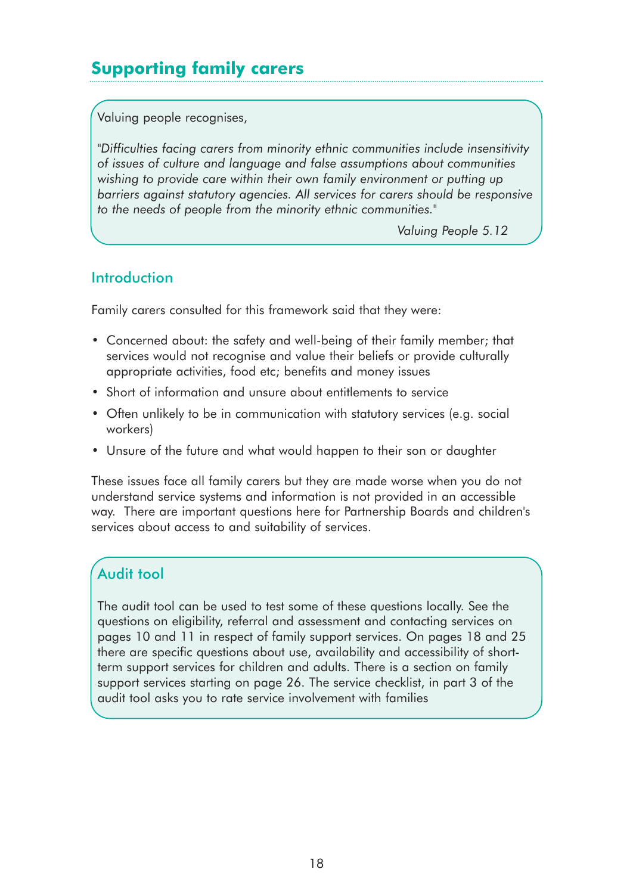## Supporting family carers

Valuing people recognises,

*"Difficulties facing carers from minority ethnic communities include insensitivity of issues of culture and language and false assumptions about communities wishing to provide care within their own family environment or putting up barriers against statutory agencies. All services for carers should be responsive to the needs of people from the minority ethnic communities."*

*Valuing People 5.12*

### Introduction

Family carers consulted for this framework said that they were:

- Concerned about: the safety and well-being of their family member; that services would not recognise and value their beliefs or provide culturally appropriate activities, food etc; benefits and money issues
- Short of information and unsure about entitlements to service
- Often unlikely to be in communication with statutory services (e.g. social workers)
- Unsure of the future and what would happen to their son or daughter

These issues face all family carers but they are made worse when you do not understand service systems and information is not provided in an accessible way. There are important questions here for Partnership Boards and children's services about access to and suitability of services.

### Audit tool

The audit tool can be used to test some of these questions locally. See the questions on eligibility, referral and assessment and contacting services on pages 10 and 11 in respect of family support services. On pages 18 and 25 there are specific questions about use, availability and accessibility of short-term support services for children and adults. There is a section on family support services starting on page 26. The service checklist, in part 3 of the audit tool asks you to rate service involvement with families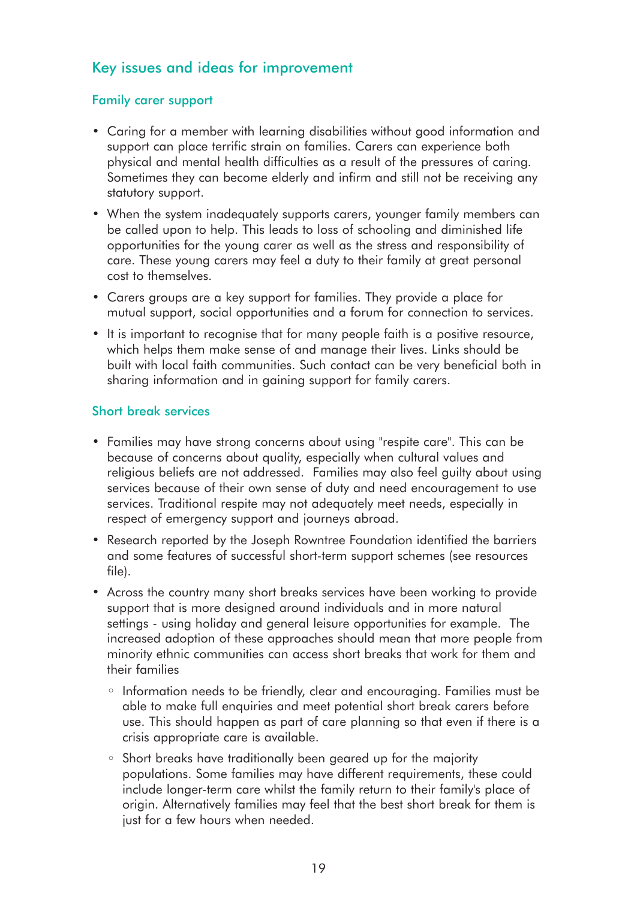## Key issues and ideas for improvement

### Family carer support

- Caring for a member with learning disabilities without good information and support can place terrific strain on families. Carers can experience both physical and mental health difficulties as a result of the pressures of caring. Sometimes they can become elderly and infirm and still not be receiving any statutory support.
- When the system inadequately supports carers, younger family members can be called upon to help. This leads to loss of schooling and diminished life opportunities for the young carer as well as the stress and responsibility of care. These young carers may feel a duty to their family at great personal cost to themselves.
- Carers groups are a key support for families. They provide a place for mutual support, social opportunities and a forum for connection to services.
- It is important to recognise that for many people faith is a positive resource, which helps them make sense of and manage their lives. Links should be built with local faith communities. Such contact can be very beneficial both in sharing information and in gaining support for family carers.

### Short break services

- Families may have strong concerns about using "respite care". This can be because of concerns about quality, especially when cultural values and religious beliefs are not addressed. Families may also feel guilty about using services because of their own sense of duty and need encouragement to use services. Traditional respite may not adequately meet needs, especially in respect of emergency support and journeys abroad.
- Research reported by the Joseph Rowntree Foundation identified the barriers and some features of successful short-term support schemes (see resources file).
- Across the country many short breaks services have been working to provide support that is more designed around individuals and in more natural settings - using holiday and general leisure opportunities for example. The increased adoption of these approaches should mean that more people from minority ethnic communities can access short breaks that work for them and their families
  - Information needs to be friendly, clear and encouraging. Families must be able to make full enquiries and meet potential short break carers before use. This should happen as part of care planning so that even if there is a crisis appropriate care is available.
  - Short breaks have traditionally been geared up for the majority populations. Some families may have different requirements, these could include longer-term care whilst the family return to their family's place of origin. Alternatively families may feel that the best short break for them is just for a few hours when needed.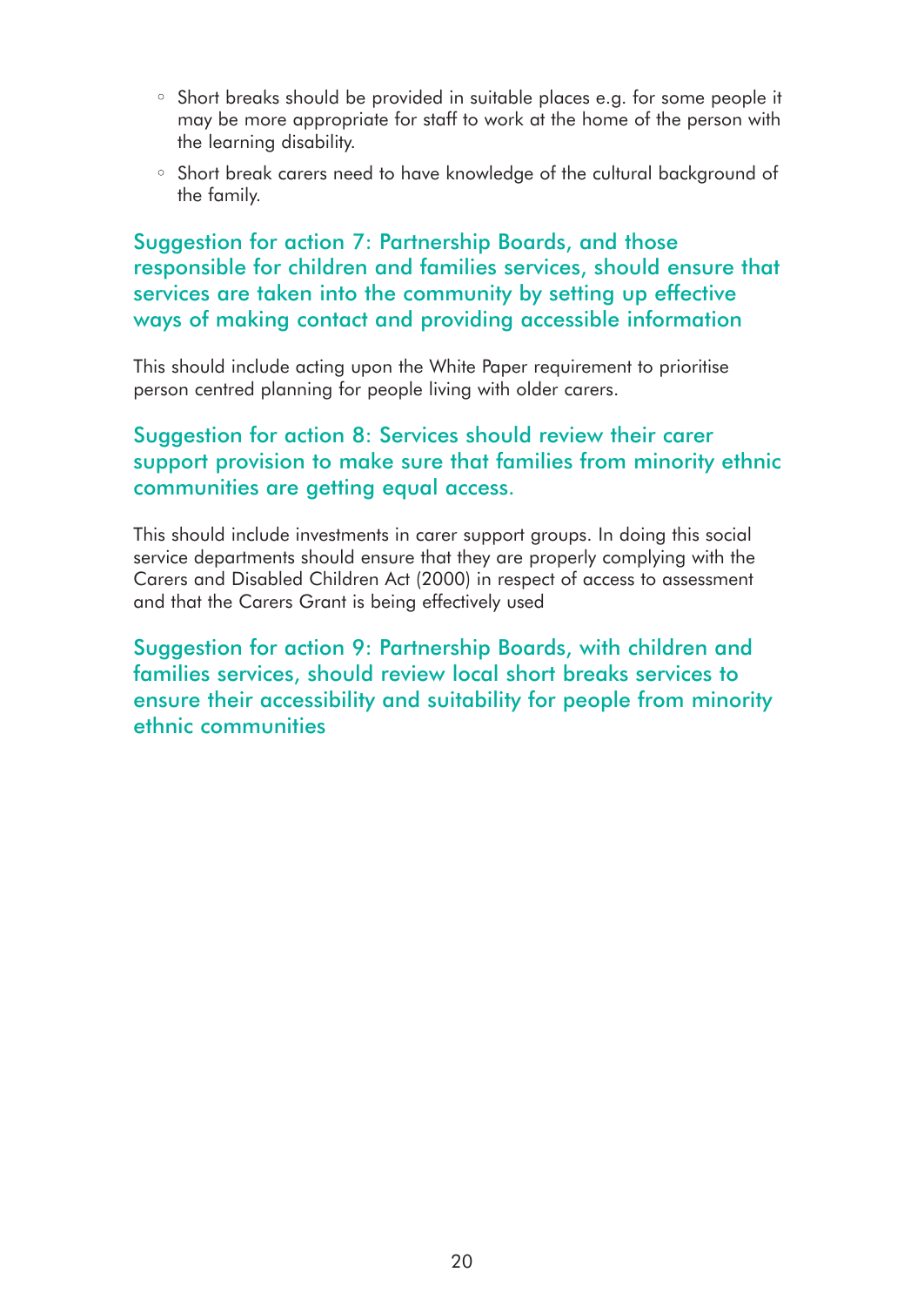- Short breaks should be provided in suitable places e.g. for some people it may be more appropriate for staff to work at the home of the person with the learning disability.
- Short break carers need to have knowledge of the cultural background of the family.

### Suggestion for action 7: Partnership Boards, and those responsible for children and families services, should ensure that services are taken into the community by setting up effective ways of making contact and providing accessible information

This should include acting upon the White Paper requirement to prioritise person centred planning for people living with older carers.

### Suggestion for action 8: Services should review their carer support provision to make sure that families from minority ethnic communities are getting equal access.

This should include investments in carer support groups. In doing this social service departments should ensure that they are properly complying with the Carers and Disabled Children Act (2000) in respect of access to assessment and that the Carers Grant is being effectively used

### Suggestion for action 9: Partnership Boards, with children and families services, should review local short breaks services to ensure their accessibility and suitability for people from minority ethnic communities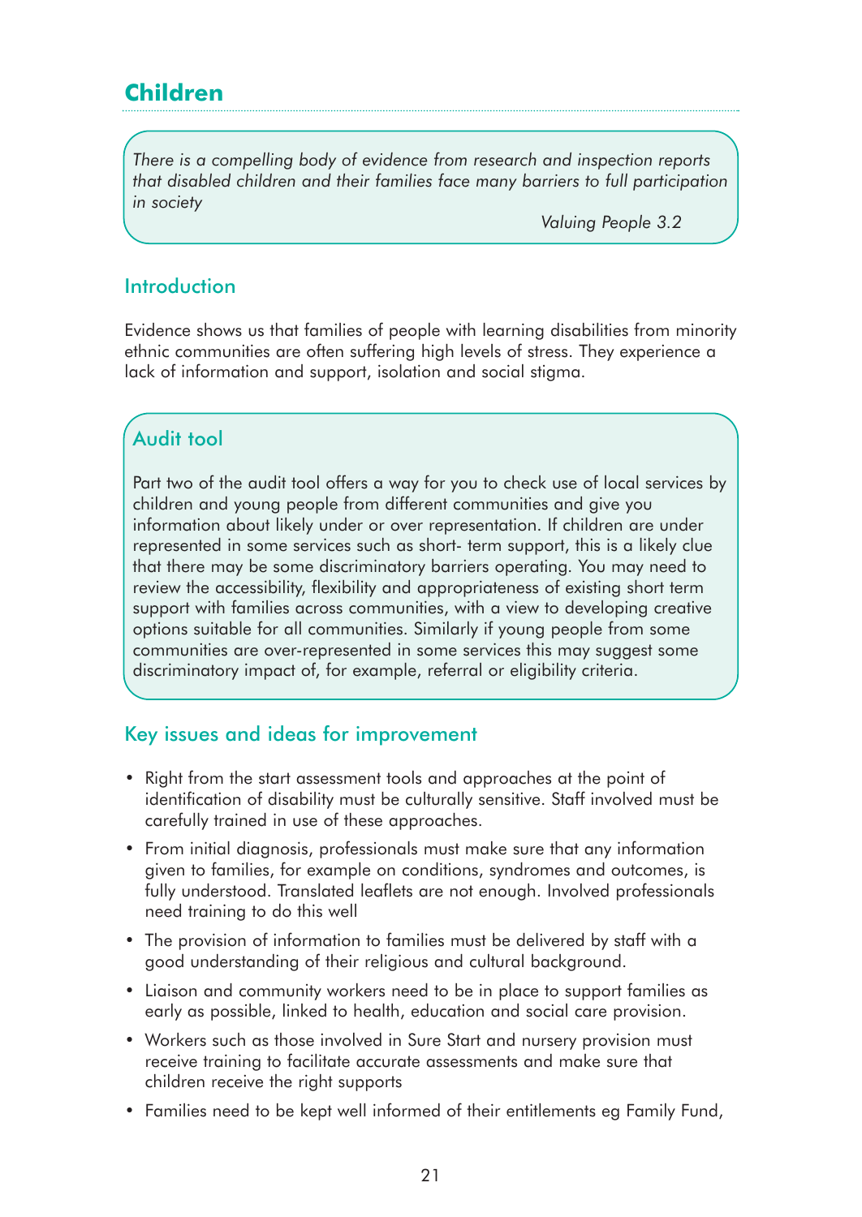## Children

> *There is a compelling body of evidence from research and inspection reports that disabled children and their families face many barriers to full participation in society*
>
> *Valuing People 3.2*

### Introduction

Evidence shows us that families of people with learning disabilities from minority ethnic communities are often suffering high levels of stress. They experience a lack of information and support, isolation and social stigma.

### Audit tool

Part two of the audit tool offers a way for you to check use of local services by children and young people from different communities and give you information about likely under or over representation. If children are under represented in some services such as short- term support, this is a likely clue that there may be some discriminatory barriers operating. You may need to review the accessibility, flexibility and appropriateness of existing short term support with families across communities, with a view to developing creative options suitable for all communities. Similarly if young people from some communities are over-represented in some services this may suggest some discriminatory impact of, for example, referral or eligibility criteria.

### Key issues and ideas for improvement

- Right from the start assessment tools and approaches at the point of identification of disability must be culturally sensitive. Staff involved must be carefully trained in use of these approaches.
- From initial diagnosis, professionals must make sure that any information given to families, for example on conditions, syndromes and outcomes, is fully understood. Translated leaflets are not enough. Involved professionals need training to do this well
- The provision of information to families must be delivered by staff with a good understanding of their religious and cultural background.
- Liaison and community workers need to be in place to support families as early as possible, linked to health, education and social care provision.
- Workers such as those involved in Sure Start and nursery provision must receive training to facilitate accurate assessments and make sure that children receive the right supports
- Families need to be kept well informed of their entitlements eg Family Fund,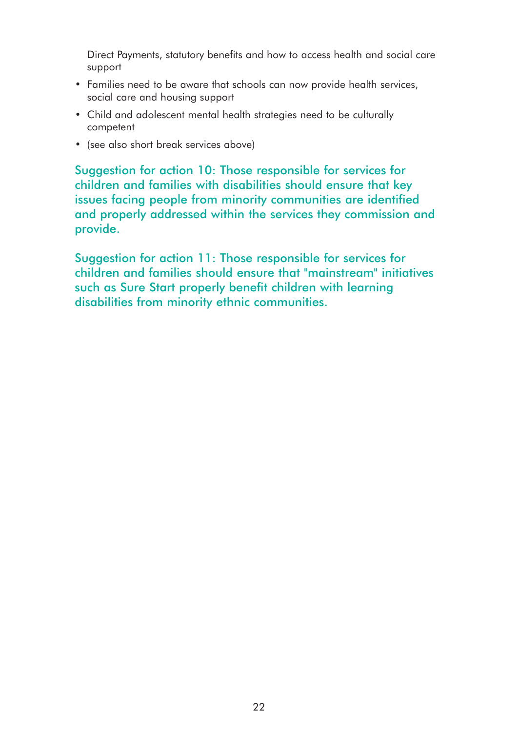Direct Payments, statutory benefits and how to access health and social care support

- Families need to be aware that schools can now provide health services, social care and housing support
- Child and adolescent mental health strategies need to be culturally competent
- (see also short break services above)

**Suggestion for action 10: Those responsible for services for children and families with disabilities should ensure that key issues facing people from minority communities are identified and properly addressed within the services they commission and provide.**

**Suggestion for action 11: Those responsible for services for children and families should ensure that "mainstream" initiatives such as Sure Start properly benefit children with learning disabilities from minority ethnic communities.**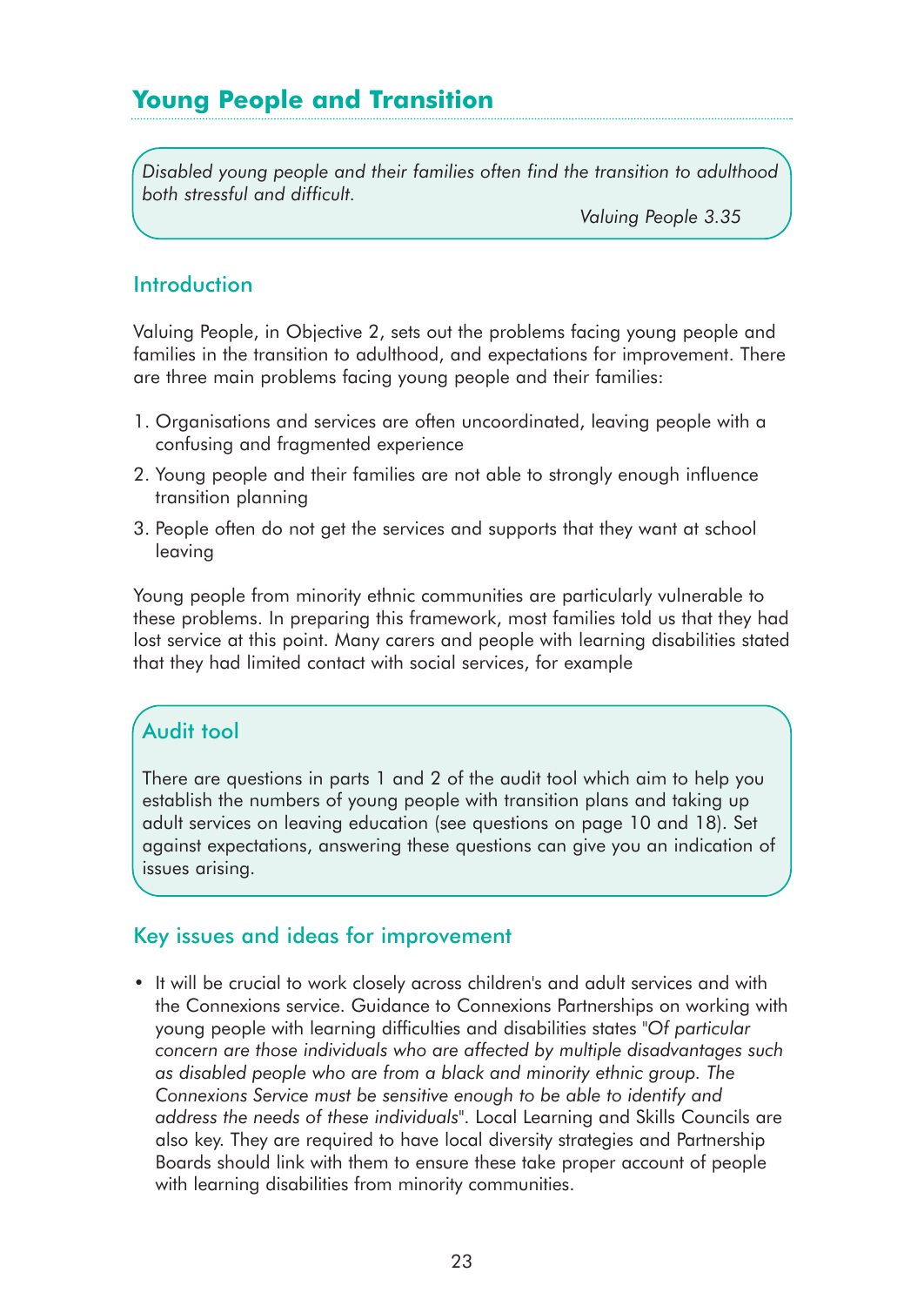## Young People and Transition

> *Disabled young people and their families often find the transition to adulthood both stressful and difficult.*
>
> *Valuing People 3.35*

### Introduction

Valuing People, in Objective 2, sets out the problems facing young people and families in the transition to adulthood, and expectations for improvement. There are three main problems facing young people and their families:

1. Organisations and services are often uncoordinated, leaving people with a confusing and fragmented experience
2. Young people and their families are not able to strongly enough influence transition planning
3. People often do not get the services and supports that they want at school leaving

Young people from minority ethnic communities are particularly vulnerable to these problems. In preparing this framework, most families told us that they had lost service at this point. Many carers and people with learning disabilities stated that they had limited contact with social services, for example

> ### Audit tool
>
> There are questions in parts 1 and 2 of the audit tool which aim to help you establish the numbers of young people with transition plans and taking up adult services on leaving education (see questions on page 10 and 18). Set against expectations, answering these questions can give you an indication of issues arising.

### Key issues and ideas for improvement

- It will be crucial to work closely across children's and adult services and with the Connexions service. Guidance to Connexions Partnerships on working with young people with learning difficulties and disabilities states "*Of particular concern are those individuals who are affected by multiple disadvantages such as disabled people who are from a black and minority ethnic group. The Connexions Service must be sensitive enough to be able to identify and address the needs of these individuals*". Local Learning and Skills Councils are also key. They are required to have local diversity strategies and Partnership Boards should link with them to ensure these take proper account of people with learning disabilities from minority communities.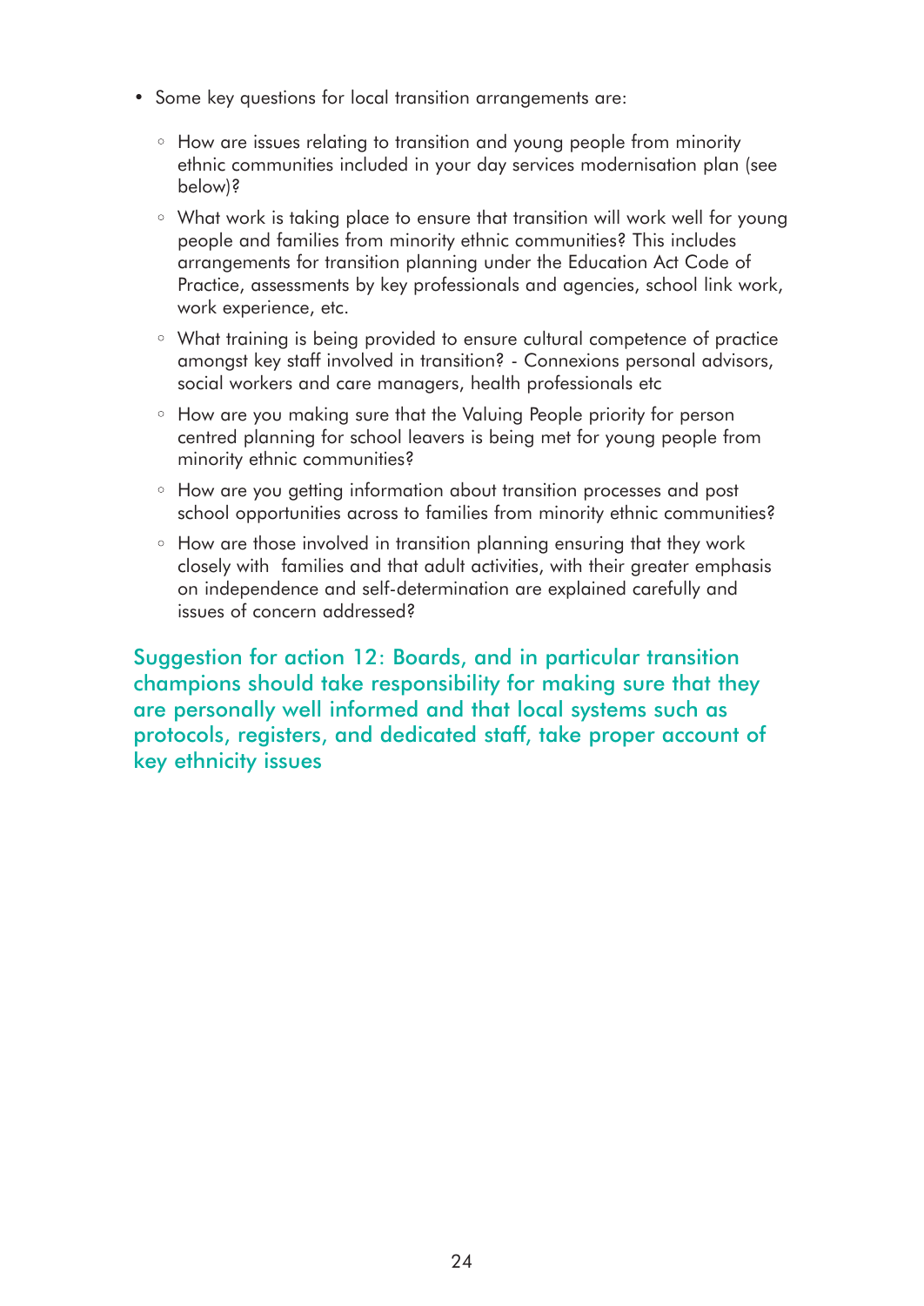- Some key questions for local transition arrangements are:
  - How are issues relating to transition and young people from minority ethnic communities included in your day services modernisation plan (see below)?
  - What work is taking place to ensure that transition will work well for young people and families from minority ethnic communities? This includes arrangements for transition planning under the Education Act Code of Practice, assessments by key professionals and agencies, school link work, work experience, etc.
  - What training is being provided to ensure cultural competence of practice amongst key staff involved in transition? - Connexions personal advisors, social workers and care managers, health professionals etc
  - How are you making sure that the Valuing People priority for person centred planning for school leavers is being met for young people from minority ethnic communities?
  - How are you getting information about transition processes and post school opportunities across to families from minority ethnic communities?
  - How are those involved in transition planning ensuring that they work closely with families and that adult activities, with their greater emphasis on independence and self-determination are explained carefully and issues of concern addressed?

**Suggestion for action 12: Boards, and in particular transition champions should take responsibility for making sure that they are personally well informed and that local systems such as protocols, registers, and dedicated staff, take proper account of key ethnicity issues**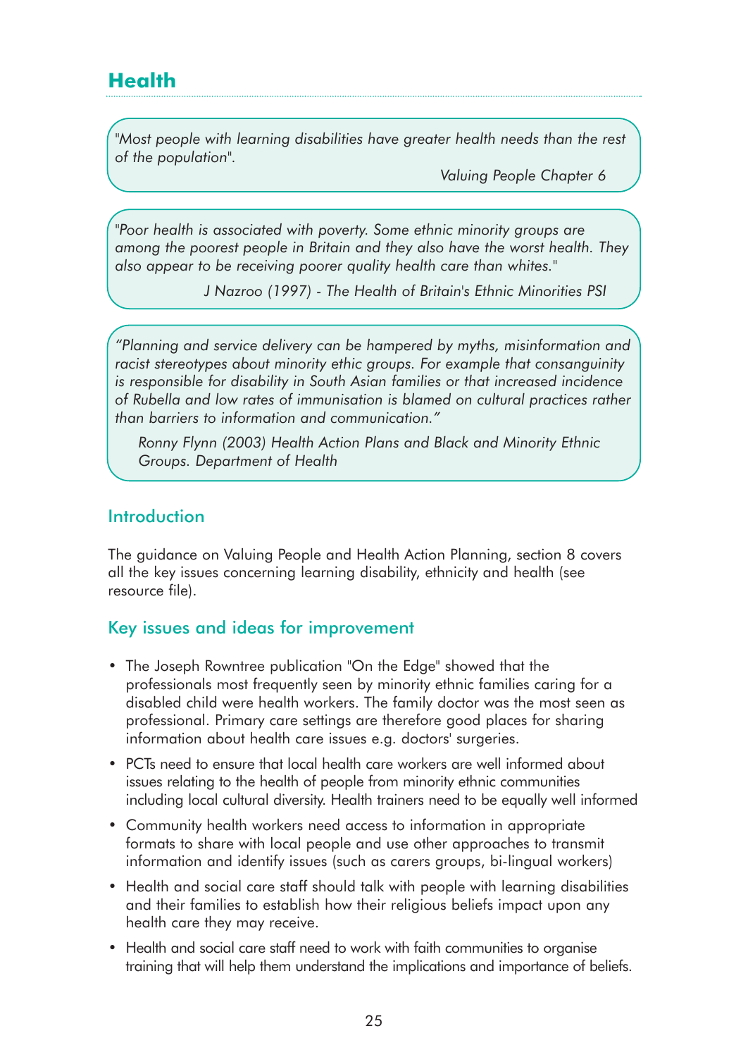# Health

> *"Most people with learning disabilities have greater health needs than the rest of the population".*
>
> *Valuing People Chapter 6*

> *"Poor health is associated with poverty. Some ethnic minority groups are among the poorest people in Britain and they also have the worst health. They also appear to be receiving poorer quality health care than whites."*
>
> *J Nazroo (1997) - The Health of Britain's Ethnic Minorities PSI*

> *"Planning and service delivery can be hampered by myths, misinformation and racist stereotypes about minority ethic groups. For example that consanguinity is responsible for disability in South Asian families or that increased incidence of Rubella and low rates of immunisation is blamed on cultural practices rather than barriers to information and communication."*
>
> *Ronny Flynn (2003) Health Action Plans and Black and Minority Ethnic Groups. Department of Health*

## Introduction

The guidance on Valuing People and Health Action Planning, section 8 covers all the key issues concerning learning disability, ethnicity and health (see resource file).

## Key issues and ideas for improvement

- The Joseph Rowntree publication "On the Edge" showed that the professionals most frequently seen by minority ethnic families caring for a disabled child were health workers. The family doctor was the most seen as professional. Primary care settings are therefore good places for sharing information about health care issues e.g. doctors' surgeries.
- PCTs need to ensure that local health care workers are well informed about issues relating to the health of people from minority ethnic communities including local cultural diversity. Health trainers need to be equally well informed
- Community health workers need access to information in appropriate formats to share with local people and use other approaches to transmit information and identify issues (such as carers groups, bi-lingual workers)
- Health and social care staff should talk with people with learning disabilities and their families to establish how their religious beliefs impact upon any health care they may receive.
- Health and social care staff need to work with faith communities to organise training that will help them understand the implications and importance of beliefs.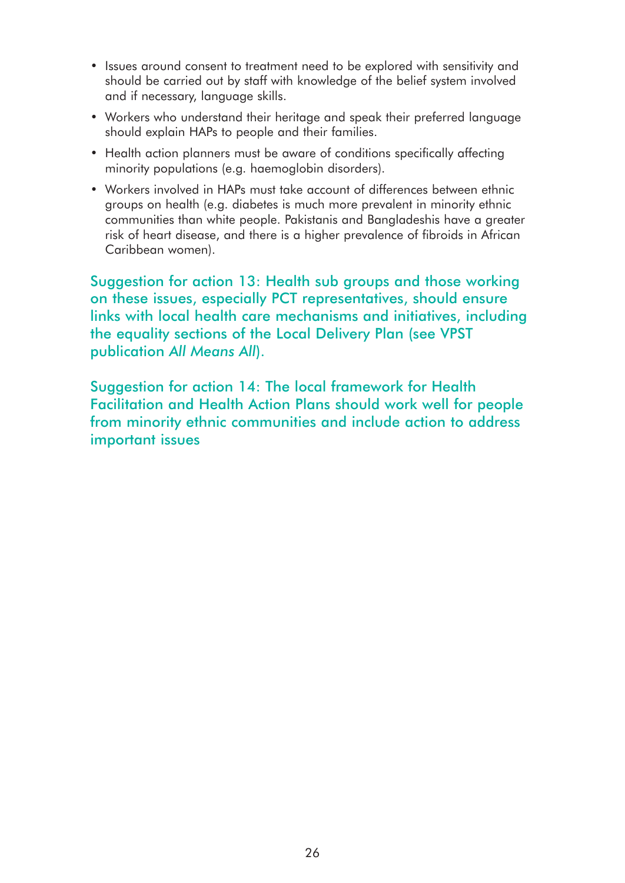- Issues around consent to treatment need to be explored with sensitivity and should be carried out by staff with knowledge of the belief system involved and if necessary, language skills.
- Workers who understand their heritage and speak their preferred language should explain HAPs to people and their families.
- Health action planners must be aware of conditions specifically affecting minority populations (e.g. haemoglobin disorders).
- Workers involved in HAPs must take account of differences between ethnic groups on health (e.g. diabetes is much more prevalent in minority ethnic communities than white people. Pakistanis and Bangladeshis have a greater risk of heart disease, and there is a higher prevalence of fibroids in African Caribbean women).

**Suggestion for action 13: Health sub groups and those working on these issues, especially PCT representatives, should ensure links with local health care mechanisms and initiatives, including the equality sections of the Local Delivery Plan (see VPST publication *All Means All*).**

**Suggestion for action 14: The local framework for Health Facilitation and Health Action Plans should work well for people from minority ethnic communities and include action to address important issues**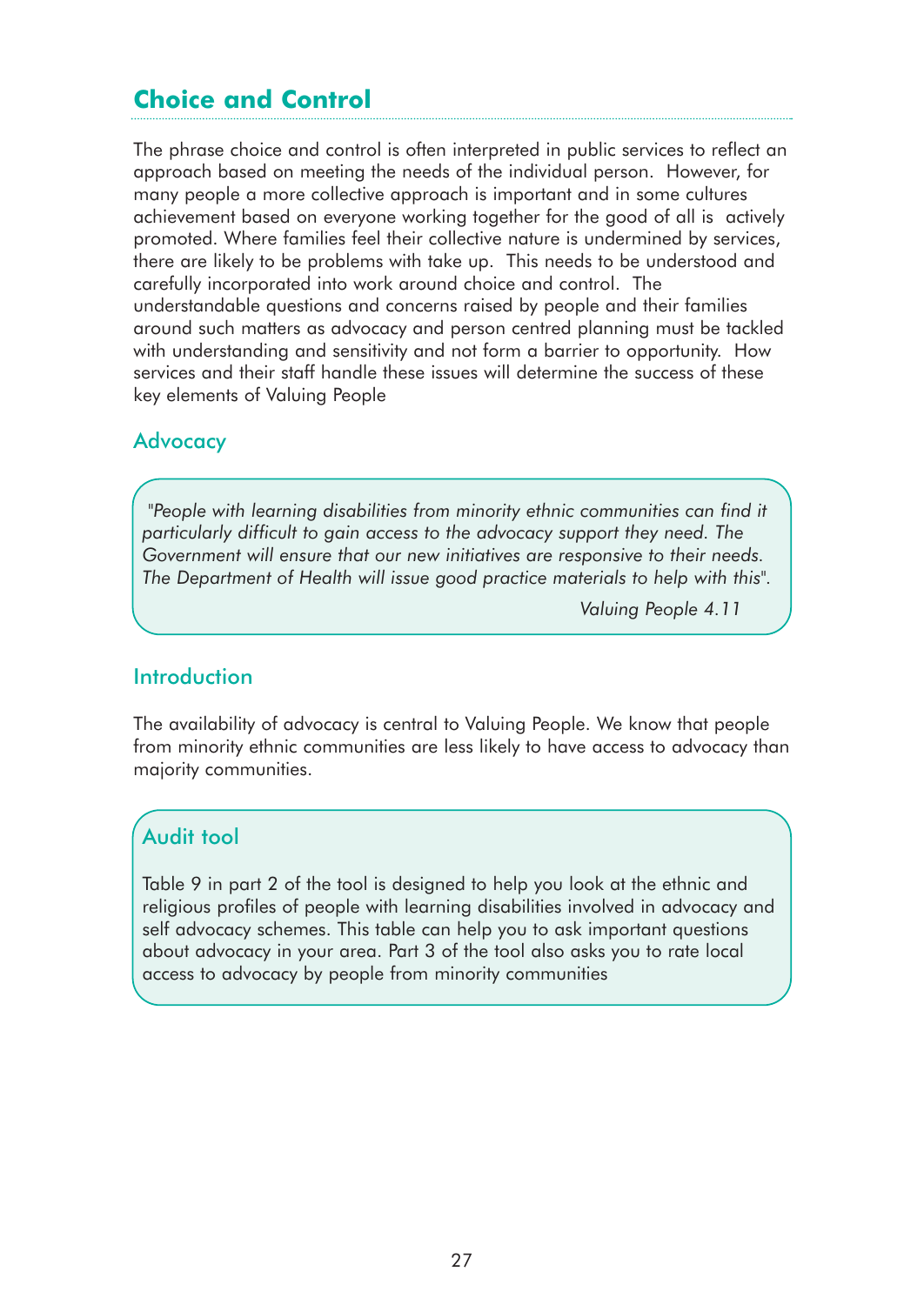## Choice and Control

The phrase choice and control is often interpreted in public services to reflect an approach based on meeting the needs of the individual person. However, for many people a more collective approach is important and in some cultures achievement based on everyone working together for the good of all is actively promoted. Where families feel their collective nature is undermined by services, there are likely to be problems with take up. This needs to be understood and carefully incorporated into work around choice and control. The understandable questions and concerns raised by people and their families around such matters as advocacy and person centred planning must be tackled with understanding and sensitivity and not form a barrier to opportunity. How services and their staff handle these issues will determine the success of these key elements of Valuing People

### Advocacy

> *"People with learning disabilities from minority ethnic communities can find it particularly difficult to gain access to the advocacy support they need. The Government will ensure that our new initiatives are responsive to their needs. The Department of Health will issue good practice materials to help with this".*
>
> *Valuing People 4.11*

### Introduction

The availability of advocacy is central to Valuing People. We know that people from minority ethnic communities are less likely to have access to advocacy than majority communities.

### Audit tool

Table 9 in part 2 of the tool is designed to help you look at the ethnic and religious profiles of people with learning disabilities involved in advocacy and self advocacy schemes. This table can help you to ask important questions about advocacy in your area. Part 3 of the tool also asks you to rate local access to advocacy by people from minority communities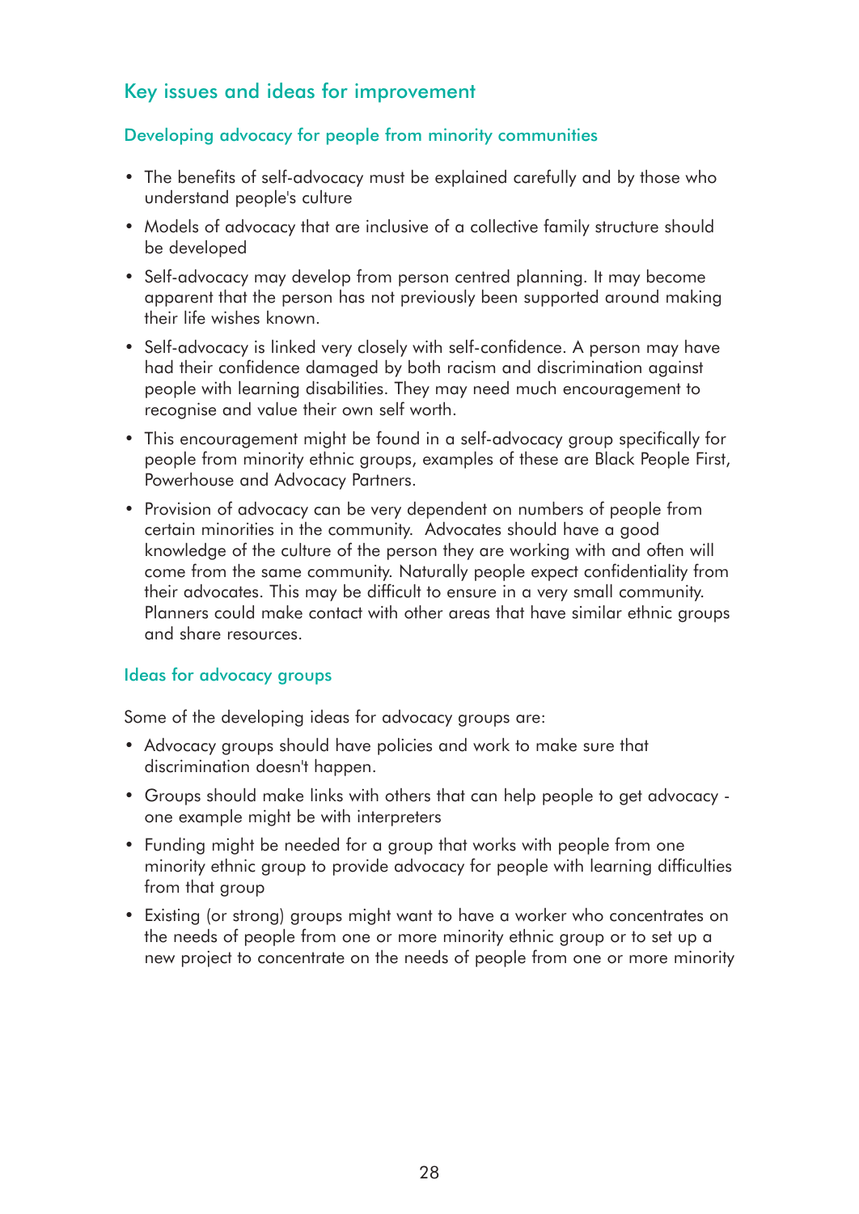## Key issues and ideas for improvement

### Developing advocacy for people from minority communities

- The benefits of self-advocacy must be explained carefully and by those who understand people's culture
- Models of advocacy that are inclusive of a collective family structure should be developed
- Self-advocacy may develop from person centred planning. It may become apparent that the person has not previously been supported around making their life wishes known.
- Self-advocacy is linked very closely with self-confidence. A person may have had their confidence damaged by both racism and discrimination against people with learning disabilities. They may need much encouragement to recognise and value their own self worth.
- This encouragement might be found in a self-advocacy group specifically for people from minority ethnic groups, examples of these are Black People First, Powerhouse and Advocacy Partners.
- Provision of advocacy can be very dependent on numbers of people from certain minorities in the community. Advocates should have a good knowledge of the culture of the person they are working with and often will come from the same community. Naturally people expect confidentiality from their advocates. This may be difficult to ensure in a very small community. Planners could make contact with other areas that have similar ethnic groups and share resources.

### Ideas for advocacy groups

Some of the developing ideas for advocacy groups are:

- Advocacy groups should have policies and work to make sure that discrimination doesn't happen.
- Groups should make links with others that can help people to get advocacy - one example might be with interpreters
- Funding might be needed for a group that works with people from one minority ethnic group to provide advocacy for people with learning difficulties from that group
- Existing (or strong) groups might want to have a worker who concentrates on the needs of people from one or more minority ethnic group or to set up a new project to concentrate on the needs of people from one or more minority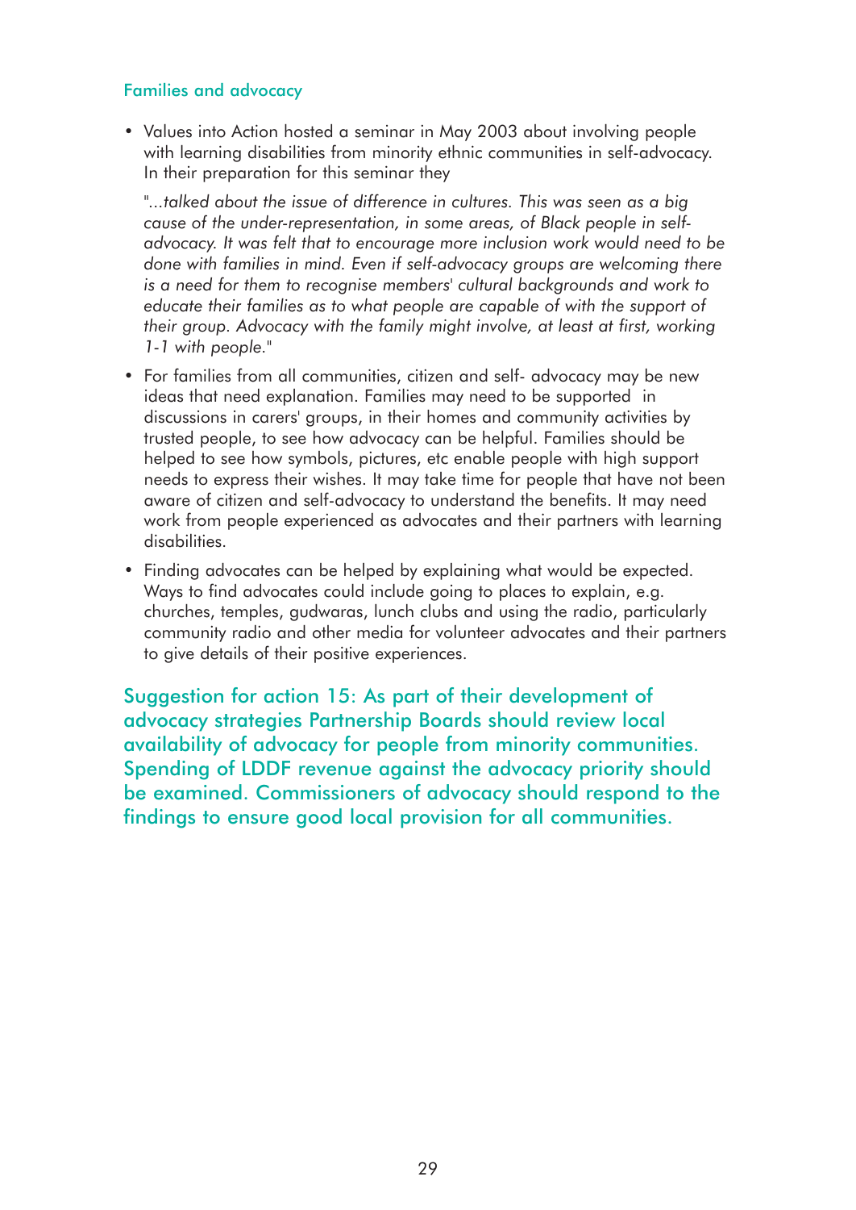### Families and advocacy

- Values into Action hosted a seminar in May 2003 about involving people with learning disabilities from minority ethnic communities in self-advocacy. In their preparation for this seminar they

  "*...talked about the issue of difference in cultures. This was seen as a big cause of the under-representation, in some areas, of Black people in self-advocacy. It was felt that to encourage more inclusion work would need to be done with families in mind. Even if self-advocacy groups are welcoming there is a need for them to recognise members' cultural backgrounds and work to educate their families as to what people are capable of with the support of their group. Advocacy with the family might involve, at least at first, working 1-1 with people.*"

- For families from all communities, citizen and self- advocacy may be new ideas that need explanation. Families may need to be supported in discussions in carers' groups, in their homes and community activities by trusted people, to see how advocacy can be helpful. Families should be helped to see how symbols, pictures, etc enable people with high support needs to express their wishes. It may take time for people that have not been aware of citizen and self-advocacy to understand the benefits. It may need work from people experienced as advocates and their partners with learning disabilities.

- Finding advocates can be helped by explaining what would be expected. Ways to find advocates could include going to places to explain, e.g. churches, temples, gudwaras, lunch clubs and using the radio, particularly community radio and other media for volunteer advocates and their partners to give details of their positive experiences.

**Suggestion for action 15: As part of their development of advocacy strategies Partnership Boards should review local availability of advocacy for people from minority communities. Spending of LDDF revenue against the advocacy priority should be examined. Commissioners of advocacy should respond to the findings to ensure good local provision for all communities.**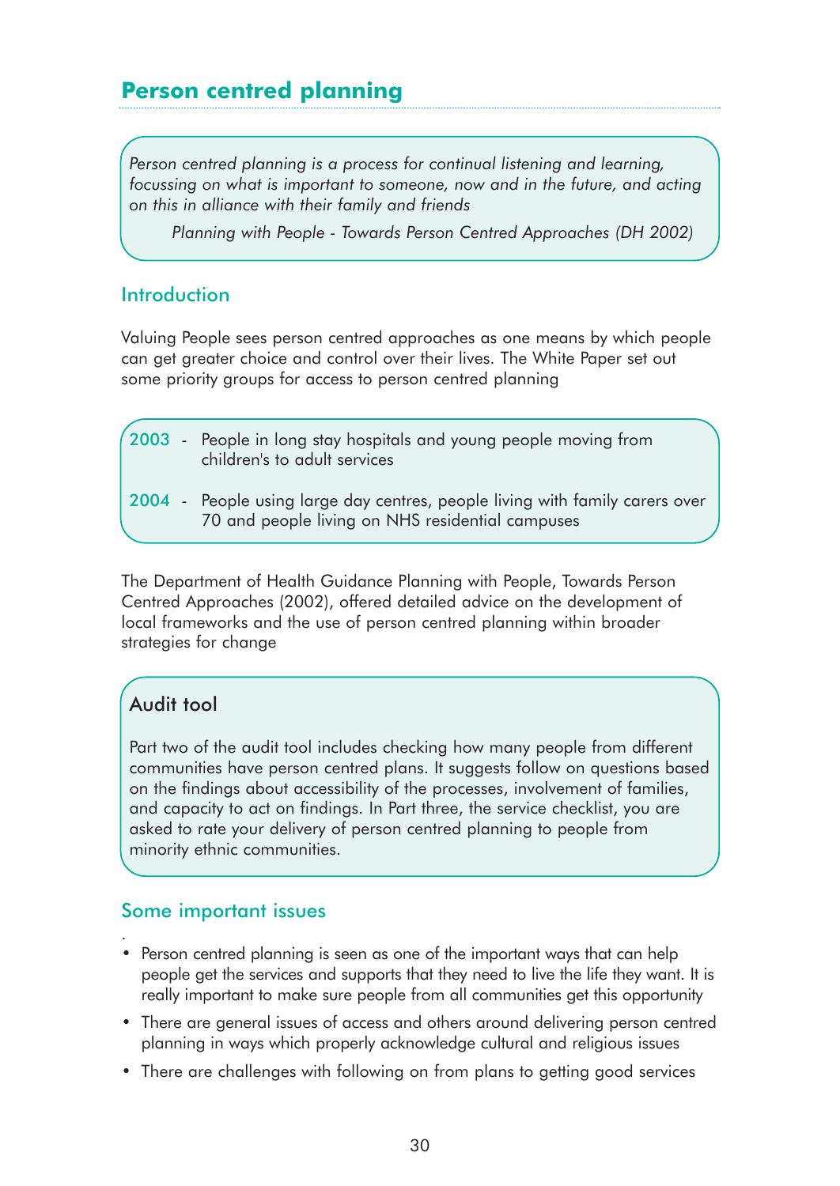## Person centred planning

> *Person centred planning is a process for continual listening and learning, focussing on what is important to someone, now and in the future, and acting on this in alliance with their family and friends*
>
> *Planning with People - Towards Person Centred Approaches (DH 2002)*

### Introduction

Valuing People sees person centred approaches as one means by which people can get greater choice and control over their lives. The White Paper set out some priority groups for access to person centred planning

- 2003 - People in long stay hospitals and young people moving from children's to adult services
- 2004 - People using large day centres, people living with family carers over 70 and people living on NHS residential campuses

The Department of Health Guidance Planning with People, Towards Person Centred Approaches (2002), offered detailed advice on the development of local frameworks and the use of person centred planning within broader strategies for change

#### Audit tool

Part two of the audit tool includes checking how many people from different communities have person centred plans. It suggests follow on questions based on the findings about accessibility of the processes, involvement of families, and capacity to act on findings. In Part three, the service checklist, you are asked to rate your delivery of person centred planning to people from minority ethnic communities.

### Some important issues

- Person centred planning is seen as one of the important ways that can help people get the services and supports that they need to live the life they want. It is really important to make sure people from all communities get this opportunity
- There are general issues of access and others around delivering person centred planning in ways which properly acknowledge cultural and religious issues
- There are challenges with following on from plans to getting good services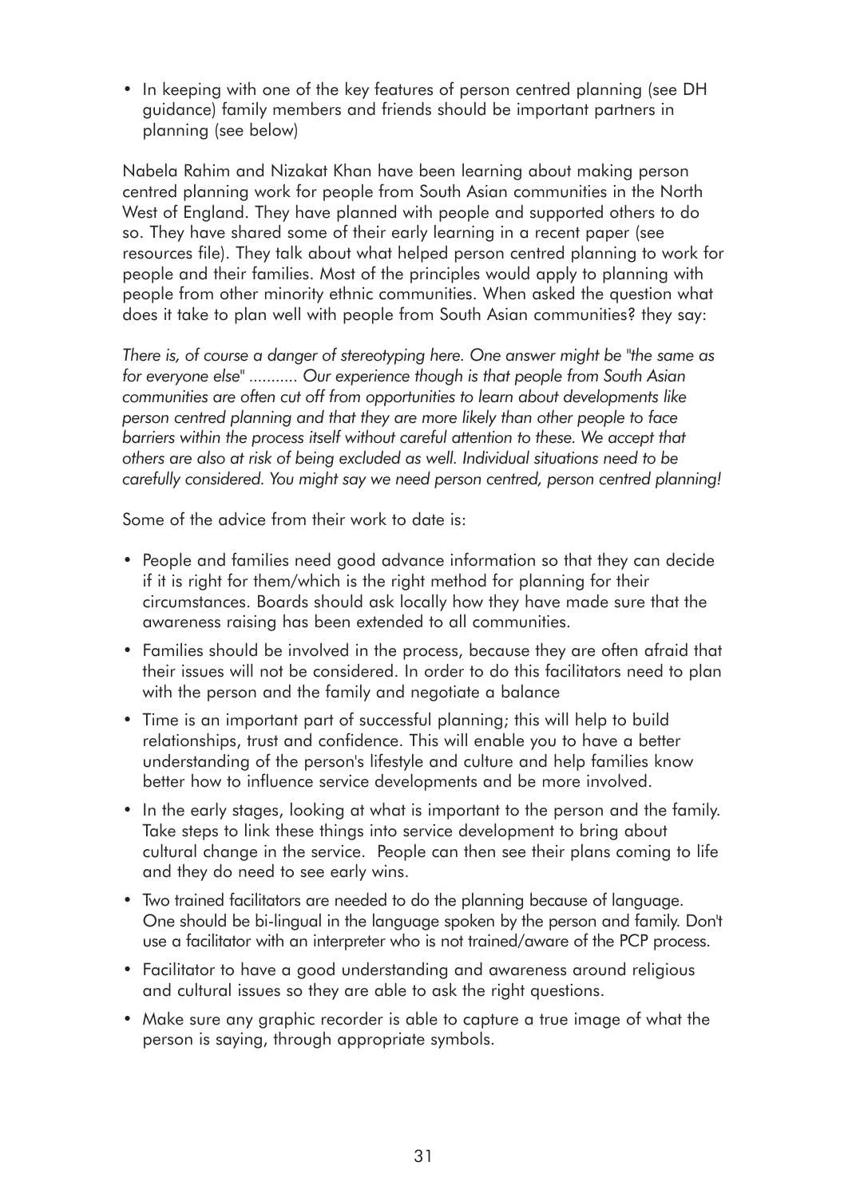- In keeping with one of the key features of person centred planning (see DH guidance) family members and friends should be important partners in planning (see below)

Nabela Rahim and Nizakat Khan have been learning about making person centred planning work for people from South Asian communities in the North West of England. They have planned with people and supported others to do so. They have shared some of their early learning in a recent paper (see resources file). They talk about what helped person centred planning to work for people and their families. Most of the principles would apply to planning with people from other minority ethnic communities. When asked the question what does it take to plan well with people from South Asian communities? they say:

*There is, of course a danger of stereotyping here. One answer might be "the same as for everyone else" ........... Our experience though is that people from South Asian communities are often cut off from opportunities to learn about developments like person centred planning and that they are more likely than other people to face barriers within the process itself without careful attention to these. We accept that others are also at risk of being excluded as well. Individual situations need to be carefully considered. You might say we need person centred, person centred planning!*

Some of the advice from their work to date is:

- People and families need good advance information so that they can decide if it is right for them/which is the right method for planning for their circumstances. Boards should ask locally how they have made sure that the awareness raising has been extended to all communities.
- Families should be involved in the process, because they are often afraid that their issues will not be considered. In order to do this facilitators need to plan with the person and the family and negotiate a balance
- Time is an important part of successful planning; this will help to build relationships, trust and confidence. This will enable you to have a better understanding of the person's lifestyle and culture and help families know better how to influence service developments and be more involved.
- In the early stages, looking at what is important to the person and the family. Take steps to link these things into service development to bring about cultural change in the service. People can then see their plans coming to life and they do need to see early wins.
- Two trained facilitators are needed to do the planning because of language. One should be bi-lingual in the language spoken by the person and family. Don't use a facilitator with an interpreter who is not trained/aware of the PCP process.
- Facilitator to have a good understanding and awareness around religious and cultural issues so they are able to ask the right questions.
- Make sure any graphic recorder is able to capture a true image of what the person is saying, through appropriate symbols.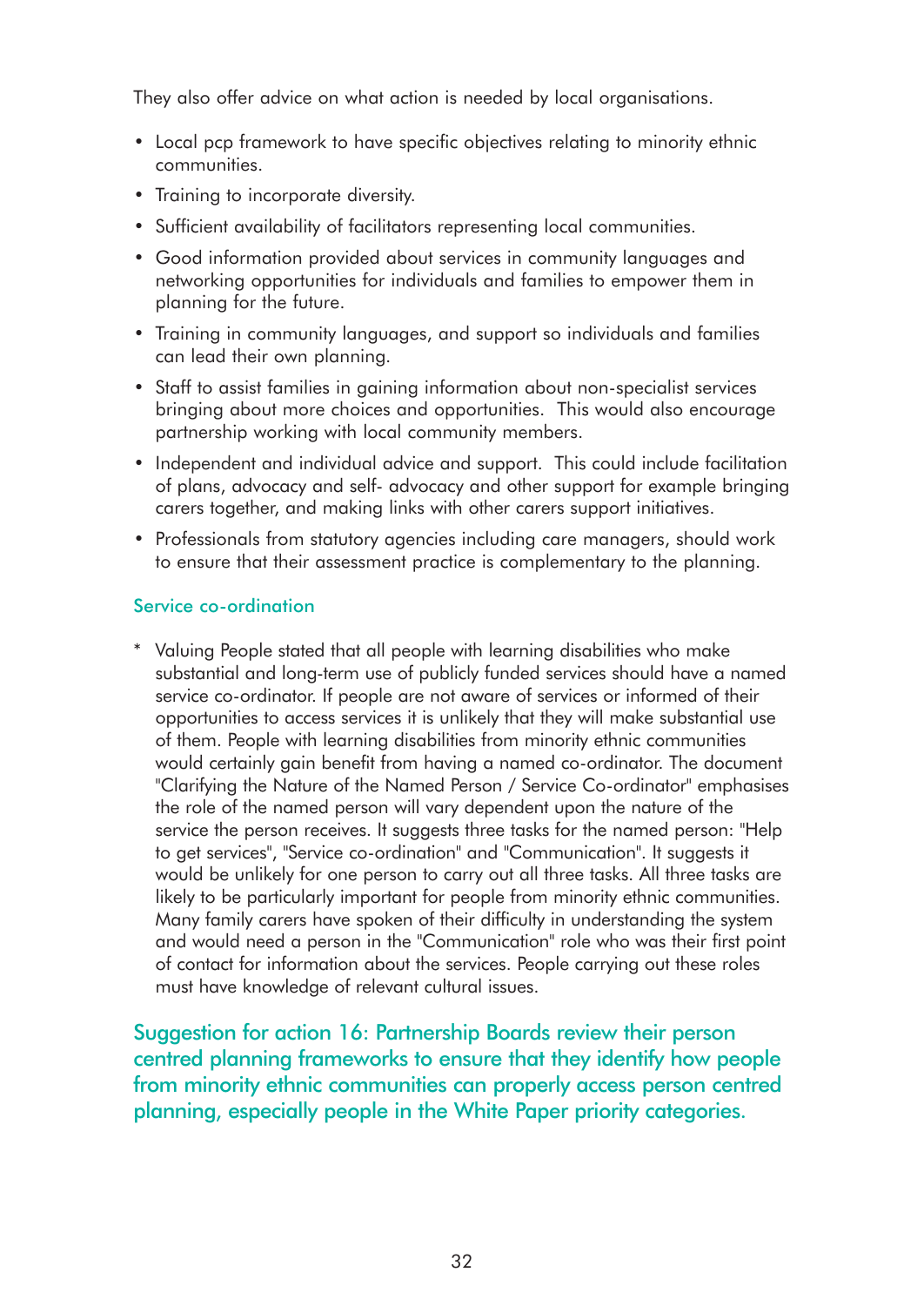They also offer advice on what action is needed by local organisations.

- Local pcp framework to have specific objectives relating to minority ethnic communities.
- Training to incorporate diversity.
- Sufficient availability of facilitators representing local communities.
- Good information provided about services in community languages and networking opportunities for individuals and families to empower them in planning for the future.
- Training in community languages, and support so individuals and families can lead their own planning.
- Staff to assist families in gaining information about non-specialist services bringing about more choices and opportunities. This would also encourage partnership working with local community members.
- Independent and individual advice and support. This could include facilitation of plans, advocacy and self- advocacy and other support for example bringing carers together, and making links with other carers support initiatives.
- Professionals from statutory agencies including care managers, should work to ensure that their assessment practice is complementary to the planning.

### Service co-ordination

* Valuing People stated that all people with learning disabilities who make substantial and long-term use of publicly funded services should have a named service co-ordinator. If people are not aware of services or informed of their opportunities to access services it is unlikely that they will make substantial use of them. People with learning disabilities from minority ethnic communities would certainly gain benefit from having a named co-ordinator. The document "Clarifying the Nature of the Named Person / Service Co-ordinator" emphasises the role of the named person will vary dependent upon the nature of the service the person receives. It suggests three tasks for the named person: "Help to get services", "Service co-ordination" and "Communication". It suggests it would be unlikely for one person to carry out all three tasks. All three tasks are likely to be particularly important for people from minority ethnic communities. Many family carers have spoken of their difficulty in understanding the system and would need a person in the "Communication" role who was their first point of contact for information about the services. People carrying out these roles must have knowledge of relevant cultural issues.

### Suggestion for action 16: Partnership Boards review their person centred planning frameworks to ensure that they identify how people from minority ethnic communities can properly access person centred planning, especially people in the White Paper priority categories.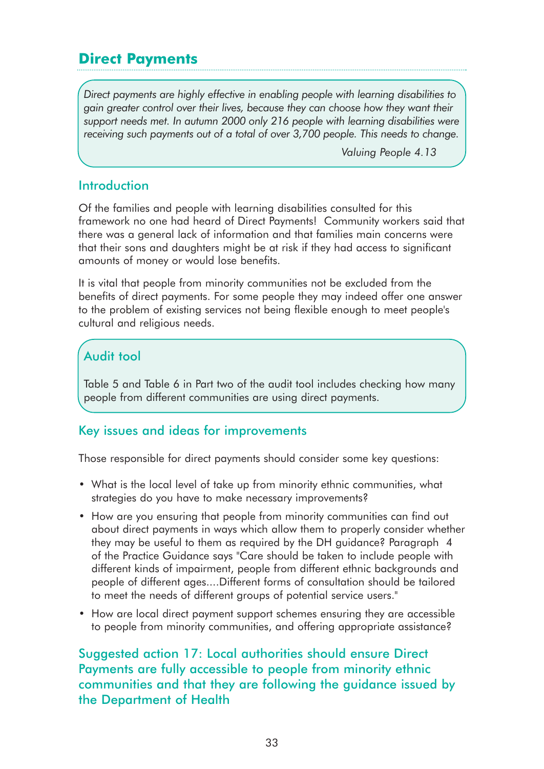## Direct Payments

> *Direct payments are highly effective in enabling people with learning disabilities to gain greater control over their lives, because they can choose how they want their support needs met. In autumn 2000 only 216 people with learning disabilities were receiving such payments out of a total of over 3,700 people. This needs to change.*
>
> *Valuing People 4.13*

### Introduction

Of the families and people with learning disabilities consulted for this framework no one had heard of Direct Payments! Community workers said that there was a general lack of information and that families main concerns were that their sons and daughters might be at risk if they had access to significant amounts of money or would lose benefits.

It is vital that people from minority communities not be excluded from the benefits of direct payments. For some people they may indeed offer one answer to the problem of existing services not being flexible enough to meet people's cultural and religious needs.

### Audit tool

Table 5 and Table 6 in Part two of the audit tool includes checking how many people from different communities are using direct payments.

### Key issues and ideas for improvements

Those responsible for direct payments should consider some key questions:

- What is the local level of take up from minority ethnic communities, what strategies do you have to make necessary improvements?
- How are you ensuring that people from minority communities can find out about direct payments in ways which allow them to properly consider whether they may be useful to them as required by the DH guidance? Paragraph 4 of the Practice Guidance says "Care should be taken to include people with different kinds of impairment, people from different ethnic backgrounds and people of different ages....Different forms of consultation should be tailored to meet the needs of different groups of potential service users."
- How are local direct payment support schemes ensuring they are accessible to people from minority communities, and offering appropriate assistance?

### Suggested action 17: Local authorities should ensure Direct Payments are fully accessible to people from minority ethnic communities and that they are following the guidance issued by the Department of Health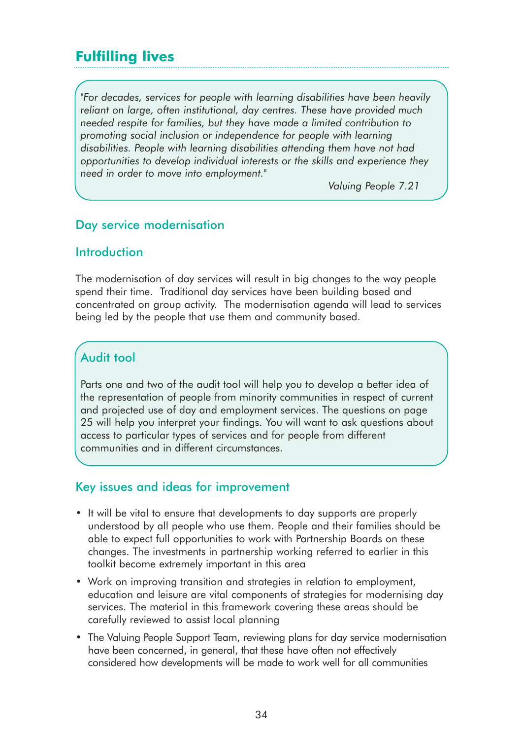## Fulfilling lives

*"For decades, services for people with learning disabilities have been heavily reliant on large, often institutional, day centres. These have provided much needed respite for families, but they have made a limited contribution to promoting social inclusion or independence for people with learning disabilities. People with learning disabilities attending them have not had opportunities to develop individual interests or the skills and experience they need in order to move into employment."*

*Valuing People 7.21*

### Day service modernisation

### Introduction

The modernisation of day services will result in big changes to the way people spend their time. Traditional day services have been building based and concentrated on group activity. The modernisation agenda will lead to services being led by the people that use them and community based.

### Audit tool

Parts one and two of the audit tool will help you to develop a better idea of the representation of people from minority communities in respect of current and projected use of day and employment services. The questions on page 25 will help you interpret your findings. You will want to ask questions about access to particular types of services and for people from different communities and in different circumstances.

### Key issues and ideas for improvement

- It will be vital to ensure that developments to day supports are properly understood by all people who use them. People and their families should be able to expect full opportunities to work with Partnership Boards on these changes. The investments in partnership working referred to earlier in this toolkit become extremely important in this area
- Work on improving transition and strategies in relation to employment, education and leisure are vital components of strategies for modernising day services. The material in this framework covering these areas should be carefully reviewed to assist local planning
- The Valuing People Support Team, reviewing plans for day service modernisation have been concerned, in general, that these have often not effectively considered how developments will be made to work well for all communities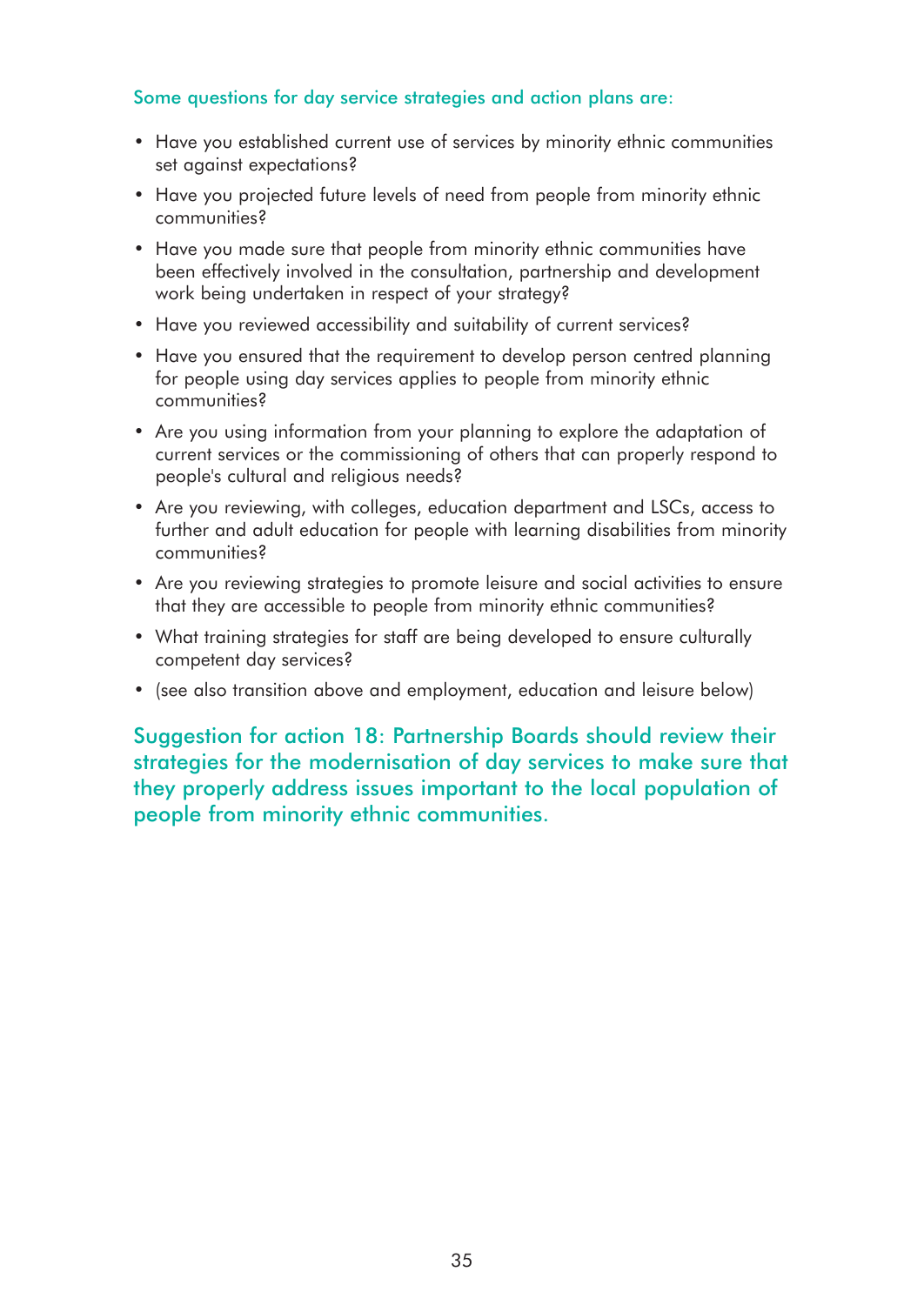Some questions for day service strategies and action plans are:

- Have you established current use of services by minority ethnic communities set against expectations?
- Have you projected future levels of need from people from minority ethnic communities?
- Have you made sure that people from minority ethnic communities have been effectively involved in the consultation, partnership and development work being undertaken in respect of your strategy?
- Have you reviewed accessibility and suitability of current services?
- Have you ensured that the requirement to develop person centred planning for people using day services applies to people from minority ethnic communities?
- Are you using information from your planning to explore the adaptation of current services or the commissioning of others that can properly respond to people's cultural and religious needs?
- Are you reviewing, with colleges, education department and LSCs, access to further and adult education for people with learning disabilities from minority communities?
- Are you reviewing strategies to promote leisure and social activities to ensure that they are accessible to people from minority ethnic communities?
- What training strategies for staff are being developed to ensure culturally competent day services?
- (see also transition above and employment, education and leisure below)

**Suggestion for action 18: Partnership Boards should review their strategies for the modernisation of day services to make sure that they properly address issues important to the local population of people from minority ethnic communities.**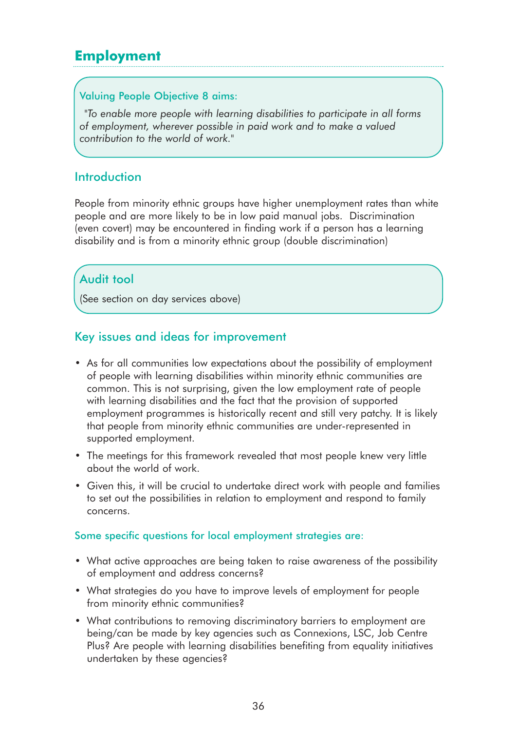# Employment

**Valuing People Objective 8 aims:**

*"To enable more people with learning disabilities to participate in all forms of employment, wherever possible in paid work and to make a valued contribution to the world of work."*

## Introduction

People from minority ethnic groups have higher unemployment rates than white people and are more likely to be in low paid manual jobs. Discrimination (even covert) may be encountered in finding work if a person has a learning disability and is from a minority ethnic group (double discrimination)

## Audit tool

(See section on day services above)

## Key issues and ideas for improvement

- As for all communities low expectations about the possibility of employment of people with learning disabilities within minority ethnic communities are common. This is not surprising, given the low employment rate of people with learning disabilities and the fact that the provision of supported employment programmes is historically recent and still very patchy. It is likely that people from minority ethnic communities are under-represented in supported employment.
- The meetings for this framework revealed that most people knew very little about the world of work.
- Given this, it will be crucial to undertake direct work with people and families to set out the possibilities in relation to employment and respond to family concerns.

### Some specific questions for local employment strategies are:

- What active approaches are being taken to raise awareness of the possibility of employment and address concerns?
- What strategies do you have to improve levels of employment for people from minority ethnic communities?
- What contributions to removing discriminatory barriers to employment are being/can be made by key agencies such as Connexions, LSC, Job Centre Plus? Are people with learning disabilities benefiting from equality initiatives undertaken by these agencies?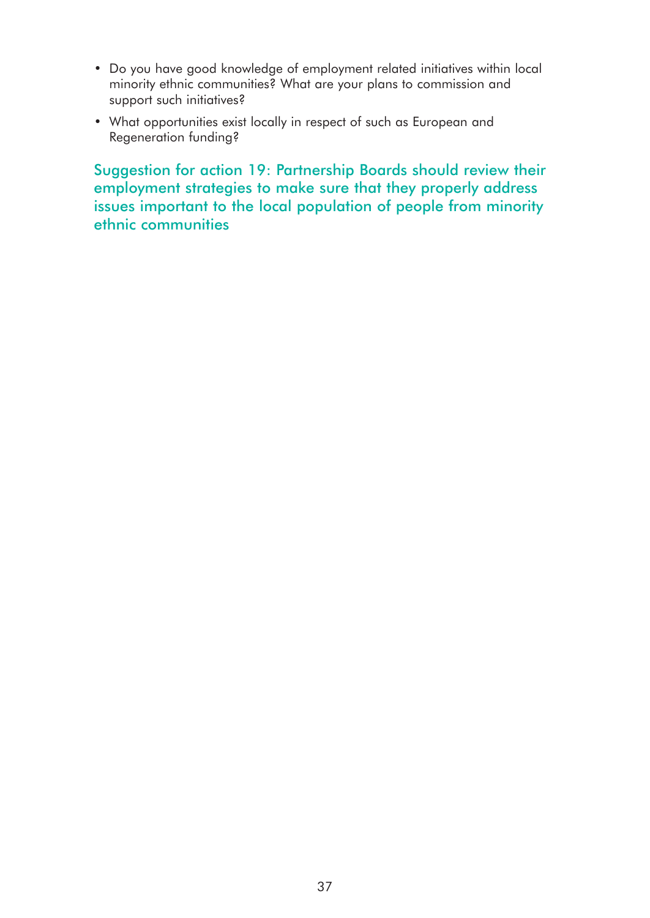- Do you have good knowledge of employment related initiatives within local minority ethnic communities? What are your plans to commission and support such initiatives?
- What opportunities exist locally in respect of such as European and Regeneration funding?

**Suggestion for action 19: Partnership Boards should review their employment strategies to make sure that they properly address issues important to the local population of people from minority ethnic communities**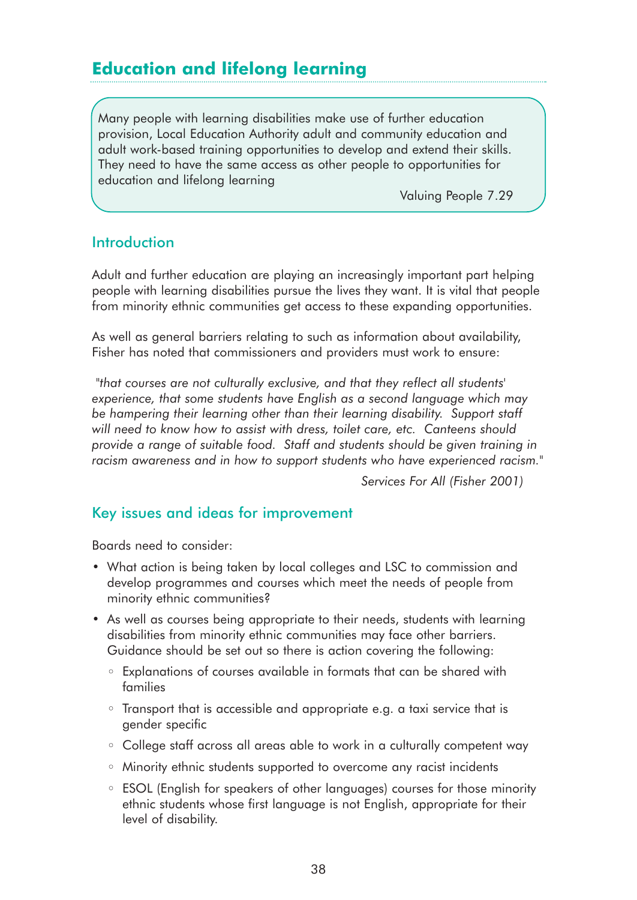## Education and lifelong learning

> Many people with learning disabilities make use of further education provision, Local Education Authority adult and community education and adult work-based training opportunities to develop and extend their skills. They need to have the same access as other people to opportunities for education and lifelong learning
>
> Valuing People 7.29

### Introduction

Adult and further education are playing an increasingly important part helping people with learning disabilities pursue the lives they want. It is vital that people from minority ethnic communities get access to these expanding opportunities.

As well as general barriers relating to such as information about availability, Fisher has noted that commissioners and providers must work to ensure:

*"that courses are not culturally exclusive, and that they reflect all students' experience, that some students have English as a second language which may be hampering their learning other than their learning disability. Support staff will need to know how to assist with dress, toilet care, etc. Canteens should provide a range of suitable food. Staff and students should be given training in racism awareness and in how to support students who have experienced racism."*

*Services For All (Fisher 2001)*

### Key issues and ideas for improvement

Boards need to consider:

- What action is being taken by local colleges and LSC to commission and develop programmes and courses which meet the needs of people from minority ethnic communities?
- As well as courses being appropriate to their needs, students with learning disabilities from minority ethnic communities may face other barriers. Guidance should be set out so there is action covering the following:
  - Explanations of courses available in formats that can be shared with families
  - Transport that is accessible and appropriate e.g. a taxi service that is gender specific
  - College staff across all areas able to work in a culturally competent way
  - Minority ethnic students supported to overcome any racist incidents
  - ESOL (English for speakers of other languages) courses for those minority ethnic students whose first language is not English, appropriate for their level of disability.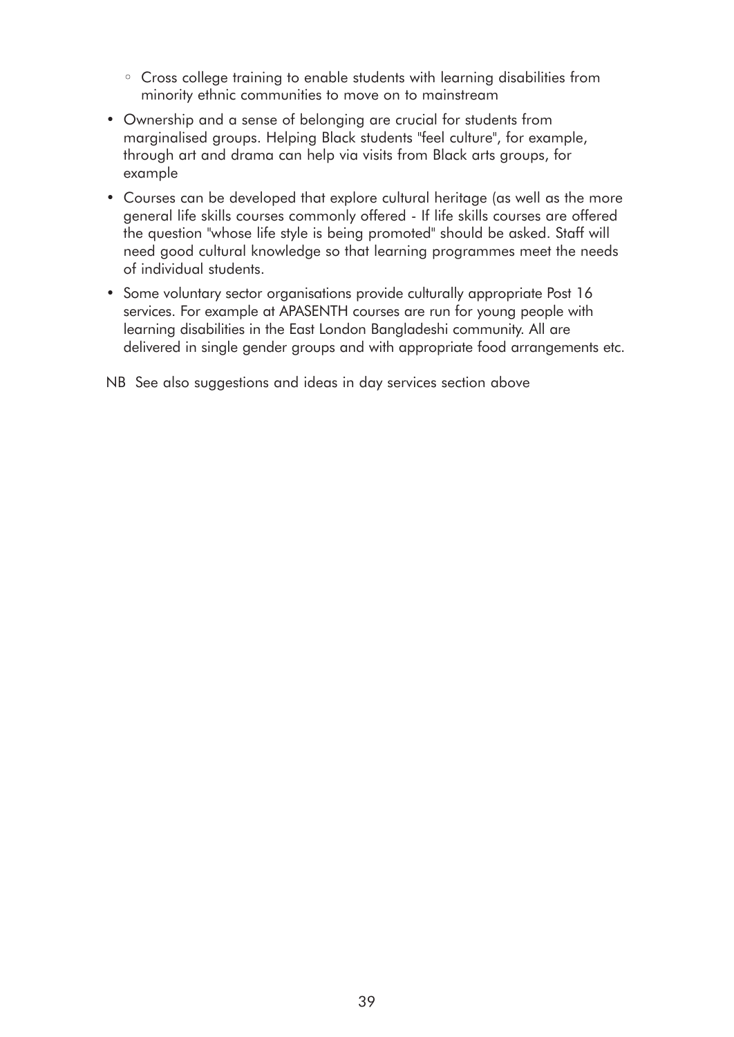- Cross college training to enable students with learning disabilities from minority ethnic communities to move on to mainstream

- Ownership and a sense of belonging are crucial for students from marginalised groups. Helping Black students "feel culture", for example, through art and drama can help via visits from Black arts groups, for example

- Courses can be developed that explore cultural heritage (as well as the more general life skills courses commonly offered - If life skills courses are offered the question "whose life style is being promoted" should be asked. Staff will need good cultural knowledge so that learning programmes meet the needs of individual students.

- Some voluntary sector organisations provide culturally appropriate Post 16 services. For example at APASENTH courses are run for young people with learning disabilities in the East London Bangladeshi community. All are delivered in single gender groups and with appropriate food arrangements etc.

NB See also suggestions and ideas in day services section above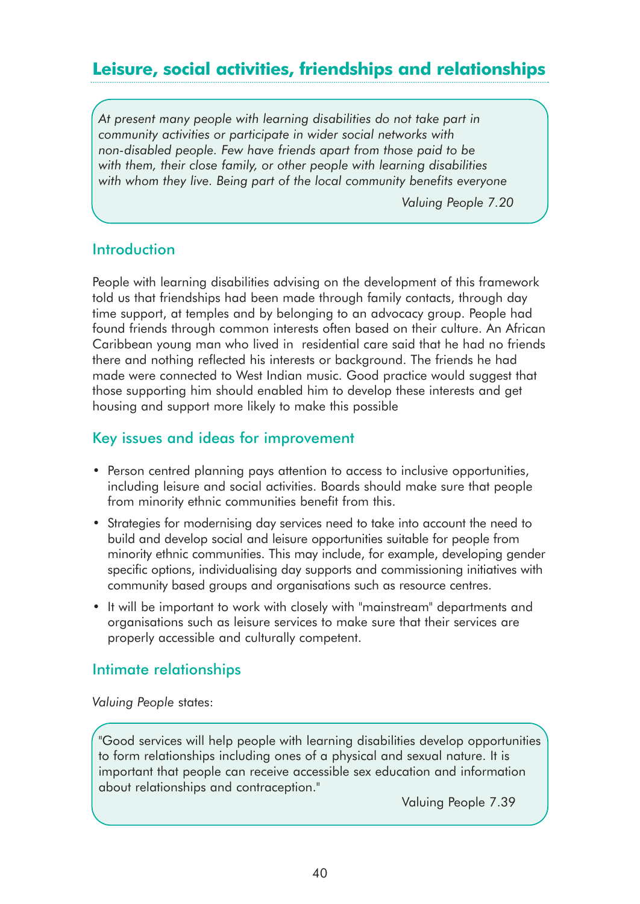## Leisure, social activities, friendships and relationships

> *At present many people with learning disabilities do not take part in community activities or participate in wider social networks with non-disabled people. Few have friends apart from those paid to be with them, their close family, or other people with learning disabilities with whom they live. Being part of the local community benefits everyone*
>
> *Valuing People 7.20*

### Introduction

People with learning disabilities advising on the development of this framework told us that friendships had been made through family contacts, through day time support, at temples and by belonging to an advocacy group. People had found friends through common interests often based on their culture. An African Caribbean young man who lived in residential care said that he had no friends there and nothing reflected his interests or background. The friends he had made were connected to West Indian music. Good practice would suggest that those supporting him should enabled him to develop these interests and get housing and support more likely to make this possible

### Key issues and ideas for improvement

- Person centred planning pays attention to access to inclusive opportunities, including leisure and social activities. Boards should make sure that people from minority ethnic communities benefit from this.
- Strategies for modernising day services need to take into account the need to build and develop social and leisure opportunities suitable for people from minority ethnic communities. This may include, for example, developing gender specific options, individualising day supports and commissioning initiatives with community based groups and organisations such as resource centres.
- It will be important to work with closely with "mainstream" departments and organisations such as leisure services to make sure that their services are properly accessible and culturally competent.

### Intimate relationships

*Valuing People* states:

> "Good services will help people with learning disabilities develop opportunities to form relationships including ones of a physical and sexual nature. It is important that people can receive accessible sex education and information about relationships and contraception."
>
> Valuing People 7.39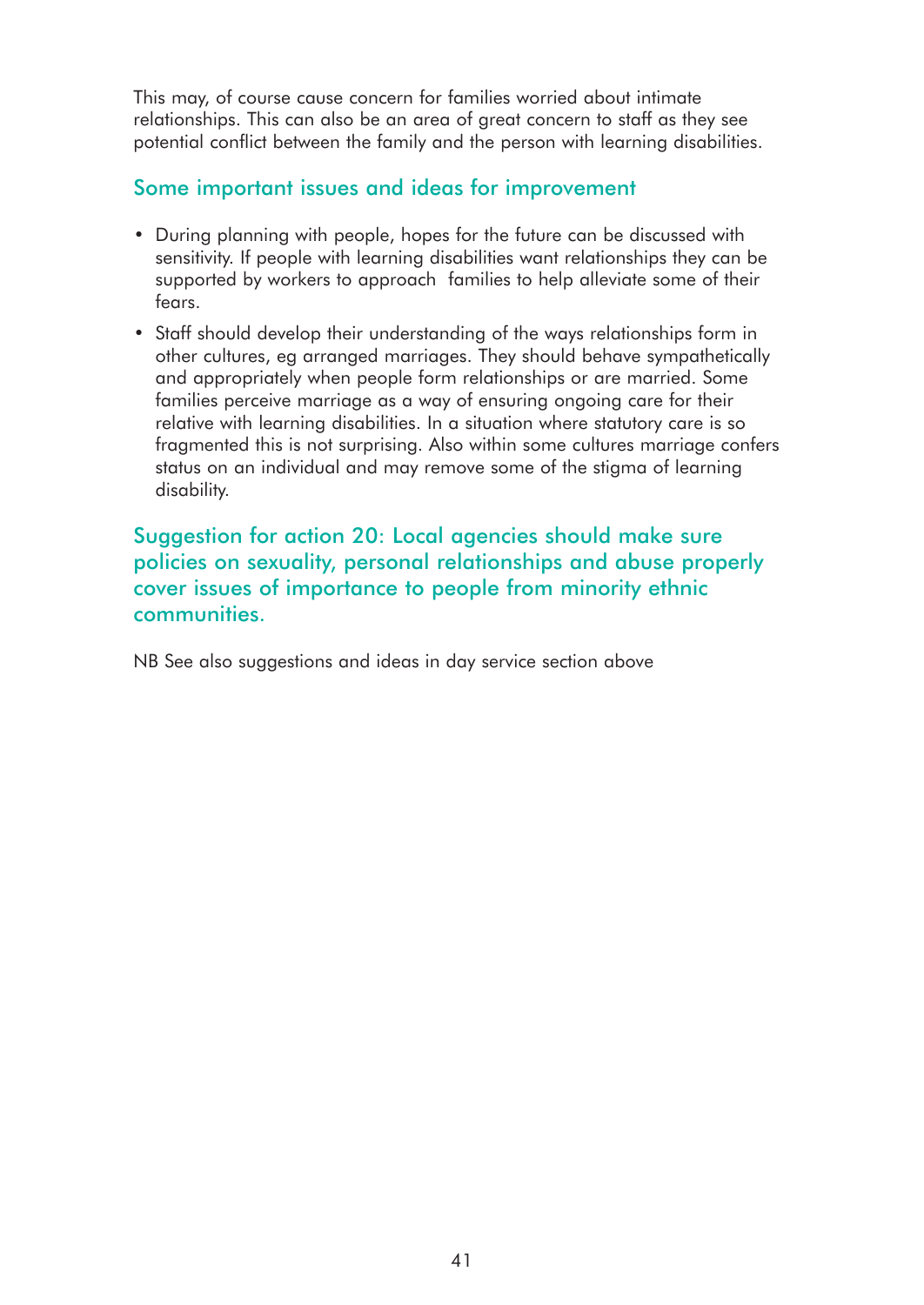This may, of course cause concern for families worried about intimate relationships. This can also be an area of great concern to staff as they see potential conflict between the family and the person with learning disabilities.

## Some important issues and ideas for improvement

- During planning with people, hopes for the future can be discussed with sensitivity. If people with learning disabilities want relationships they can be supported by workers to approach families to help alleviate some of their fears.
- Staff should develop their understanding of the ways relationships form in other cultures, eg arranged marriages. They should behave sympathetically and appropriately when people form relationships or are married. Some families perceive marriage as a way of ensuring ongoing care for their relative with learning disabilities. In a situation where statutory care is so fragmented this is not surprising. Also within some cultures marriage confers status on an individual and may remove some of the stigma of learning disability.

## Suggestion for action 20: Local agencies should make sure policies on sexuality, personal relationships and abuse properly cover issues of importance to people from minority ethnic communities.

NB See also suggestions and ideas in day service section above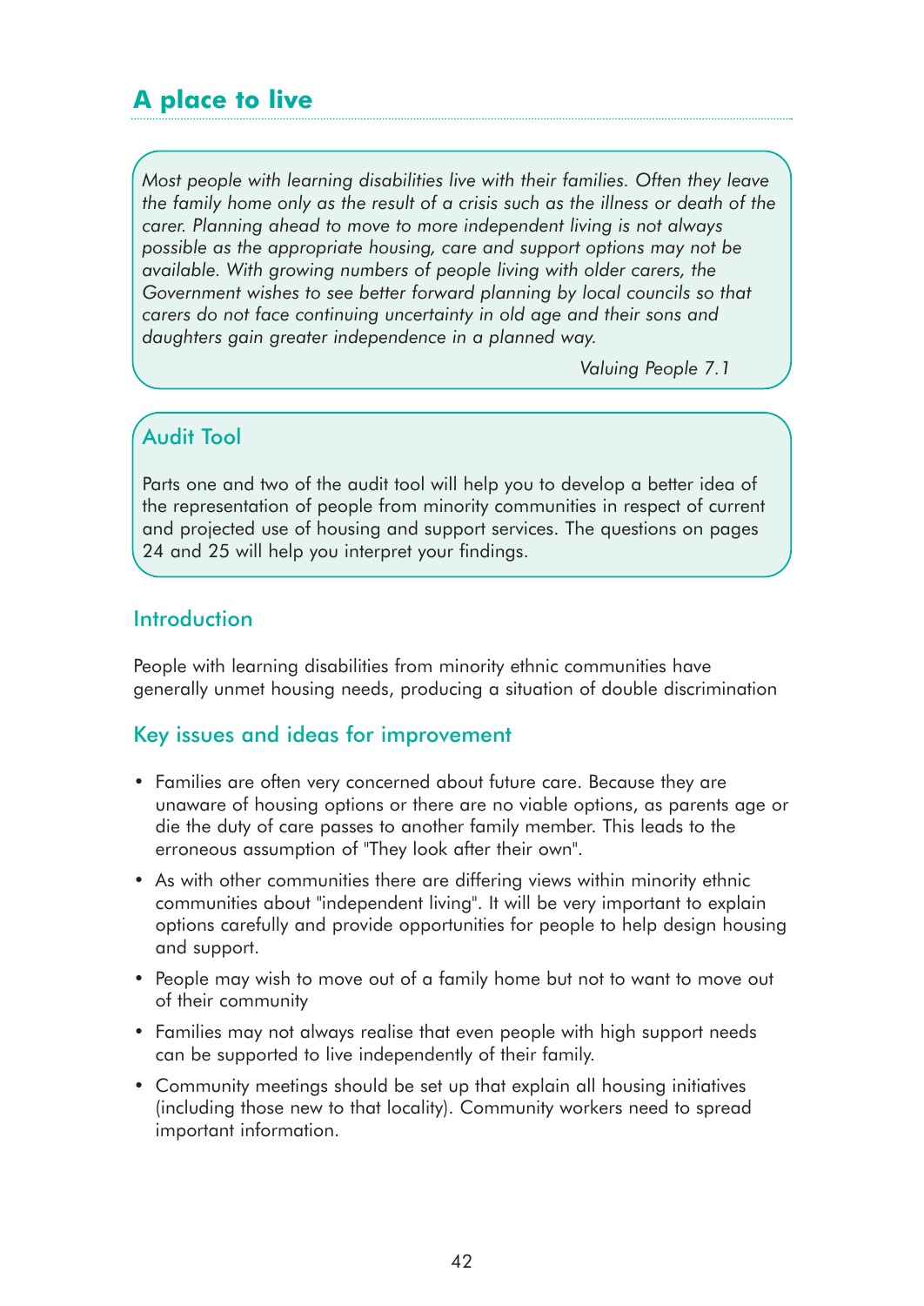## A place to live

*Most people with learning disabilities live with their families. Often they leave the family home only as the result of a crisis such as the illness or death of the carer. Planning ahead to move to more independent living is not always possible as the appropriate housing, care and support options may not be available. With growing numbers of people living with older carers, the Government wishes to see better forward planning by local councils so that carers do not face continuing uncertainty in old age and their sons and daughters gain greater independence in a planned way.*

*Valuing People 7.1*

### Audit Tool

Parts one and two of the audit tool will help you to develop a better idea of the representation of people from minority communities in respect of current and projected use of housing and support services. The questions on pages 24 and 25 will help you interpret your findings.

### Introduction

People with learning disabilities from minority ethnic communities have generally unmet housing needs, producing a situation of double discrimination

### Key issues and ideas for improvement

- Families are often very concerned about future care. Because they are unaware of housing options or there are no viable options, as parents age or die the duty of care passes to another family member. This leads to the erroneous assumption of "They look after their own".
- As with other communities there are differing views within minority ethnic communities about "independent living". It will be very important to explain options carefully and provide opportunities for people to help design housing and support.
- People may wish to move out of a family home but not to want to move out of their community
- Families may not always realise that even people with high support needs can be supported to live independently of their family.
- Community meetings should be set up that explain all housing initiatives (including those new to that locality). Community workers need to spread important information.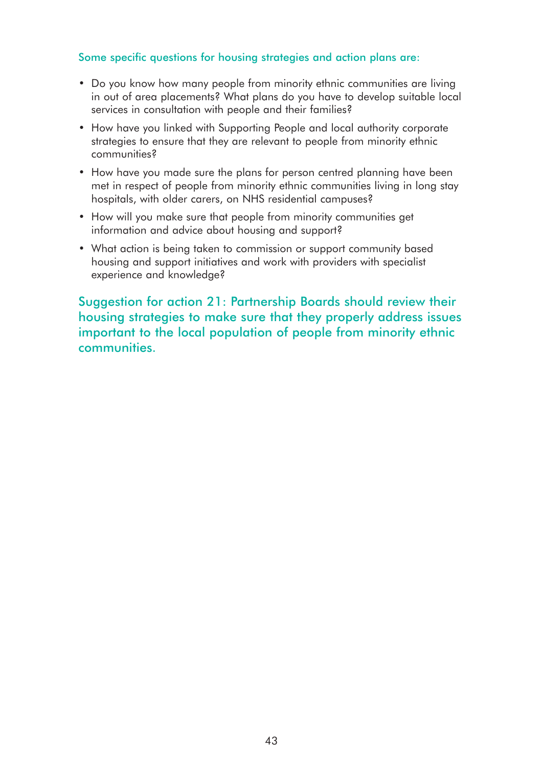Some specific questions for housing strategies and action plans are:

- Do you know how many people from minority ethnic communities are living in out of area placements? What plans do you have to develop suitable local services in consultation with people and their families?
- How have you linked with Supporting People and local authority corporate strategies to ensure that they are relevant to people from minority ethnic communities?
- How have you made sure the plans for person centred planning have been met in respect of people from minority ethnic communities living in long stay hospitals, with older carers, on NHS residential campuses?
- How will you make sure that people from minority communities get information and advice about housing and support?
- What action is being taken to commission or support community based housing and support initiatives and work with providers with specialist experience and knowledge?

**Suggestion for action 21: Partnership Boards should review their housing strategies to make sure that they properly address issues important to the local population of people from minority ethnic communities.**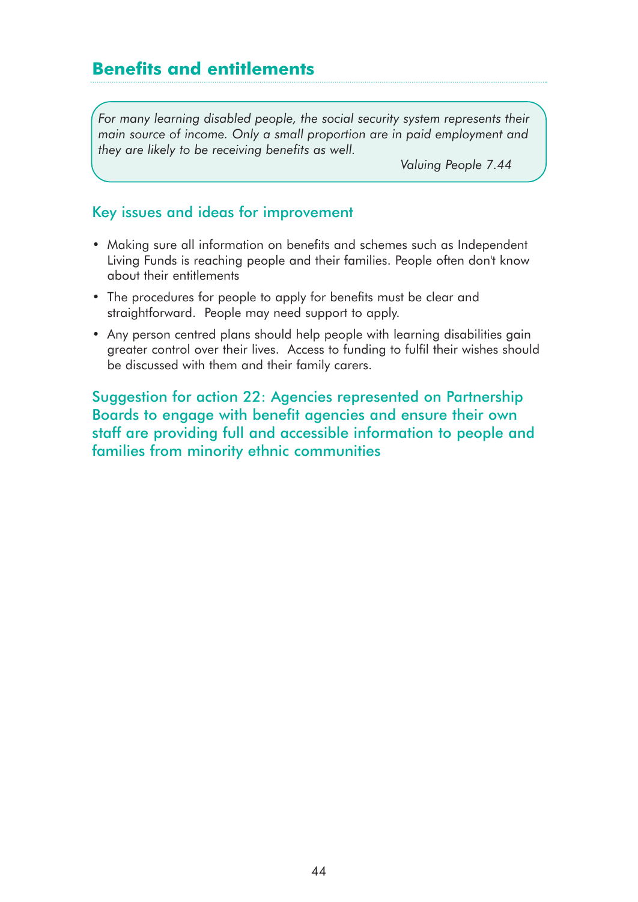## Benefits and entitlements

> *For many learning disabled people, the social security system represents their main source of income. Only a small proportion are in paid employment and they are likely to be receiving benefits as well.*
>
> *Valuing People 7.44*

### Key issues and ideas for improvement

- Making sure all information on benefits and schemes such as Independent Living Funds is reaching people and their families. People often don't know about their entitlements
- The procedures for people to apply for benefits must be clear and straightforward. People may need support to apply.
- Any person centred plans should help people with learning disabilities gain greater control over their lives. Access to funding to fulfil their wishes should be discussed with them and their family carers.

### Suggestion for action 22: Agencies represented on Partnership Boards to engage with benefit agencies and ensure their own staff are providing full and accessible information to people and families from minority ethnic communities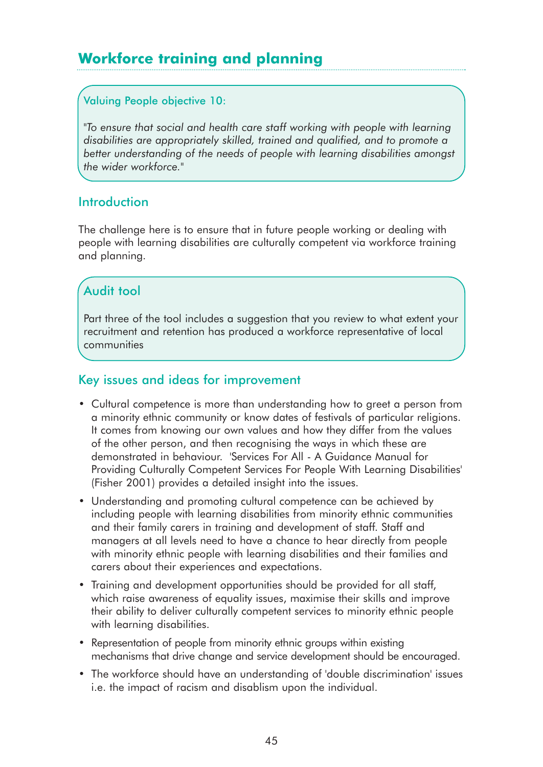## Workforce training and planning

Valuing People objective 10:

*"To ensure that social and health care staff working with people with learning disabilities are appropriately skilled, trained and qualified, and to promote a better understanding of the needs of people with learning disabilities amongst the wider workforce."*

### Introduction

The challenge here is to ensure that in future people working or dealing with people with learning disabilities are culturally competent via workforce training and planning.

### Audit tool

Part three of the tool includes a suggestion that you review to what extent your recruitment and retention has produced a workforce representative of local communities

### Key issues and ideas for improvement

- Cultural competence is more than understanding how to greet a person from a minority ethnic community or know dates of festivals of particular religions. It comes from knowing our own values and how they differ from the values of the other person, and then recognising the ways in which these are demonstrated in behaviour. 'Services For All - A Guidance Manual for Providing Culturally Competent Services For People With Learning Disabilities' (Fisher 2001) provides a detailed insight into the issues.
- Understanding and promoting cultural competence can be achieved by including people with learning disabilities from minority ethnic communities and their family carers in training and development of staff. Staff and managers at all levels need to have a chance to hear directly from people with minority ethnic people with learning disabilities and their families and carers about their experiences and expectations.
- Training and development opportunities should be provided for all staff, which raise awareness of equality issues, maximise their skills and improve their ability to deliver culturally competent services to minority ethnic people with learning disabilities.
- Representation of people from minority ethnic groups within existing mechanisms that drive change and service development should be encouraged.
- The workforce should have an understanding of 'double discrimination' issues i.e. the impact of racism and disablism upon the individual.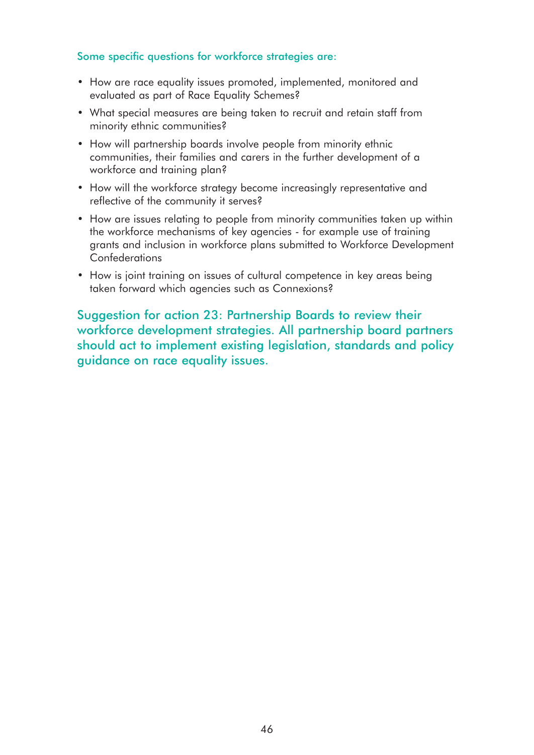Some specific questions for workforce strategies are:

- How are race equality issues promoted, implemented, monitored and evaluated as part of Race Equality Schemes?
- What special measures are being taken to recruit and retain staff from minority ethnic communities?
- How will partnership boards involve people from minority ethnic communities, their families and carers in the further development of a workforce and training plan?
- How will the workforce strategy become increasingly representative and reflective of the community it serves?
- How are issues relating to people from minority communities taken up within the workforce mechanisms of key agencies - for example use of training grants and inclusion in workforce plans submitted to Workforce Development Confederations
- How is joint training on issues of cultural competence in key areas being taken forward which agencies such as Connexions?

**Suggestion for action 23: Partnership Boards to review their workforce development strategies. All partnership board partners should act to implement existing legislation, standards and policy guidance on race equality issues.**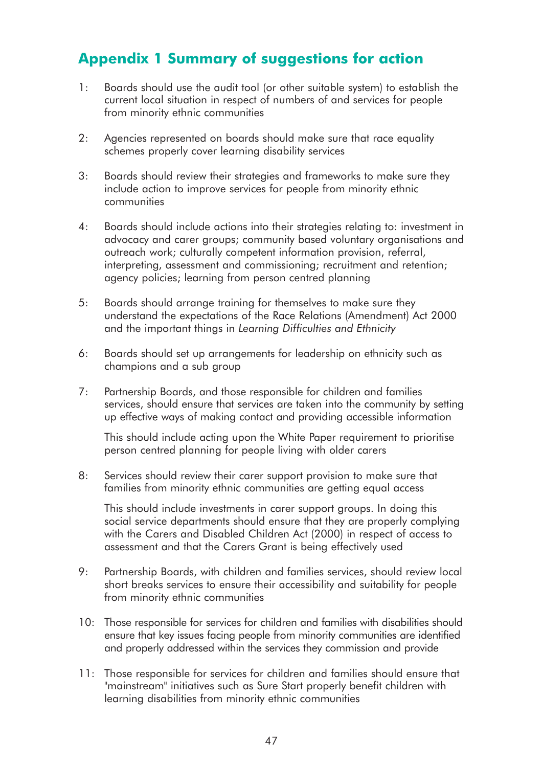## Appendix 1 Summary of suggestions for action

1: Boards should use the audit tool (or other suitable system) to establish the current local situation in respect of numbers of and services for people from minority ethnic communities

2: Agencies represented on boards should make sure that race equality schemes properly cover learning disability services

3: Boards should review their strategies and frameworks to make sure they include action to improve services for people from minority ethnic communities

4: Boards should include actions into their strategies relating to: investment in advocacy and carer groups; community based voluntary organisations and outreach work; culturally competent information provision, referral, interpreting, assessment and commissioning; recruitment and retention; agency policies; learning from person centred planning

5: Boards should arrange training for themselves to make sure they understand the expectations of the Race Relations (Amendment) Act 2000 and the important things in *Learning Difficulties and Ethnicity*

6: Boards should set up arrangements for leadership on ethnicity such as champions and a sub group

7: Partnership Boards, and those responsible for children and families services, should ensure that services are taken into the community by setting up effective ways of making contact and providing accessible information

This should include acting upon the White Paper requirement to prioritise person centred planning for people living with older carers

8: Services should review their carer support provision to make sure that families from minority ethnic communities are getting equal access

This should include investments in carer support groups. In doing this social service departments should ensure that they are properly complying with the Carers and Disabled Children Act (2000) in respect of access to assessment and that the Carers Grant is being effectively used

9: Partnership Boards, with children and families services, should review local short breaks services to ensure their accessibility and suitability for people from minority ethnic communities

10: Those responsible for services for children and families with disabilities should ensure that key issues facing people from minority communities are identified and properly addressed within the services they commission and provide

11: Those responsible for services for children and families should ensure that "mainstream" initiatives such as Sure Start properly benefit children with learning disabilities from minority ethnic communities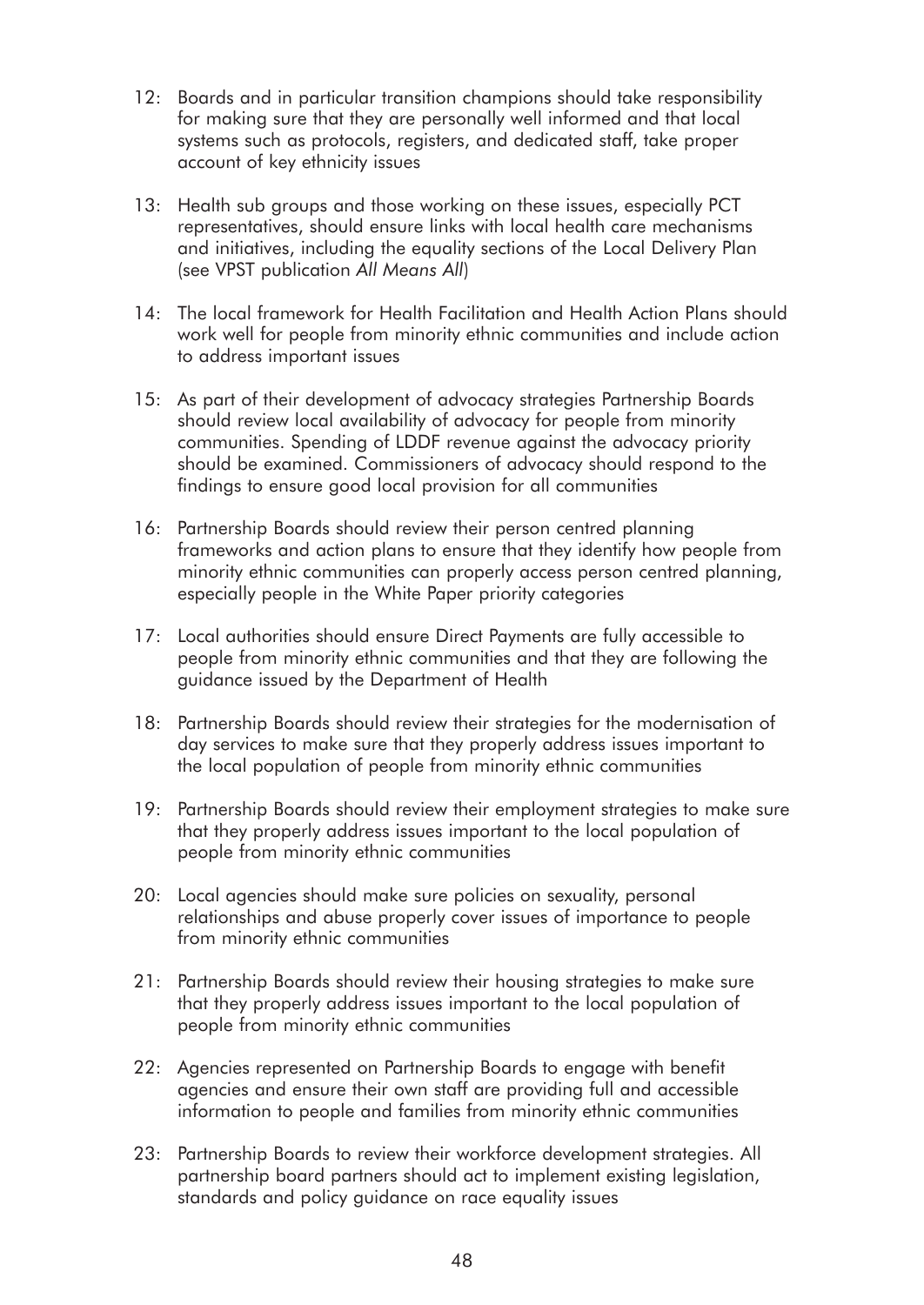12: Boards and in particular transition champions should take responsibility for making sure that they are personally well informed and that local systems such as protocols, registers, and dedicated staff, take proper account of key ethnicity issues

13: Health sub groups and those working on these issues, especially PCT representatives, should ensure links with local health care mechanisms and initiatives, including the equality sections of the Local Delivery Plan (see VPST publication *All Means All*)

14: The local framework for Health Facilitation and Health Action Plans should work well for people from minority ethnic communities and include action to address important issues

15: As part of their development of advocacy strategies Partnership Boards should review local availability of advocacy for people from minority communities. Spending of LDDF revenue against the advocacy priority should be examined. Commissioners of advocacy should respond to the findings to ensure good local provision for all communities

16: Partnership Boards should review their person centred planning frameworks and action plans to ensure that they identify how people from minority ethnic communities can properly access person centred planning, especially people in the White Paper priority categories

17: Local authorities should ensure Direct Payments are fully accessible to people from minority ethnic communities and that they are following the guidance issued by the Department of Health

18: Partnership Boards should review their strategies for the modernisation of day services to make sure that they properly address issues important to the local population of people from minority ethnic communities

19: Partnership Boards should review their employment strategies to make sure that they properly address issues important to the local population of people from minority ethnic communities

20: Local agencies should make sure policies on sexuality, personal relationships and abuse properly cover issues of importance to people from minority ethnic communities

21: Partnership Boards should review their housing strategies to make sure that they properly address issues important to the local population of people from minority ethnic communities

22: Agencies represented on Partnership Boards to engage with benefit agencies and ensure their own staff are providing full and accessible information to people and families from minority ethnic communities

23: Partnership Boards to review their workforce development strategies. All partnership board partners should act to implement existing legislation, standards and policy guidance on race equality issues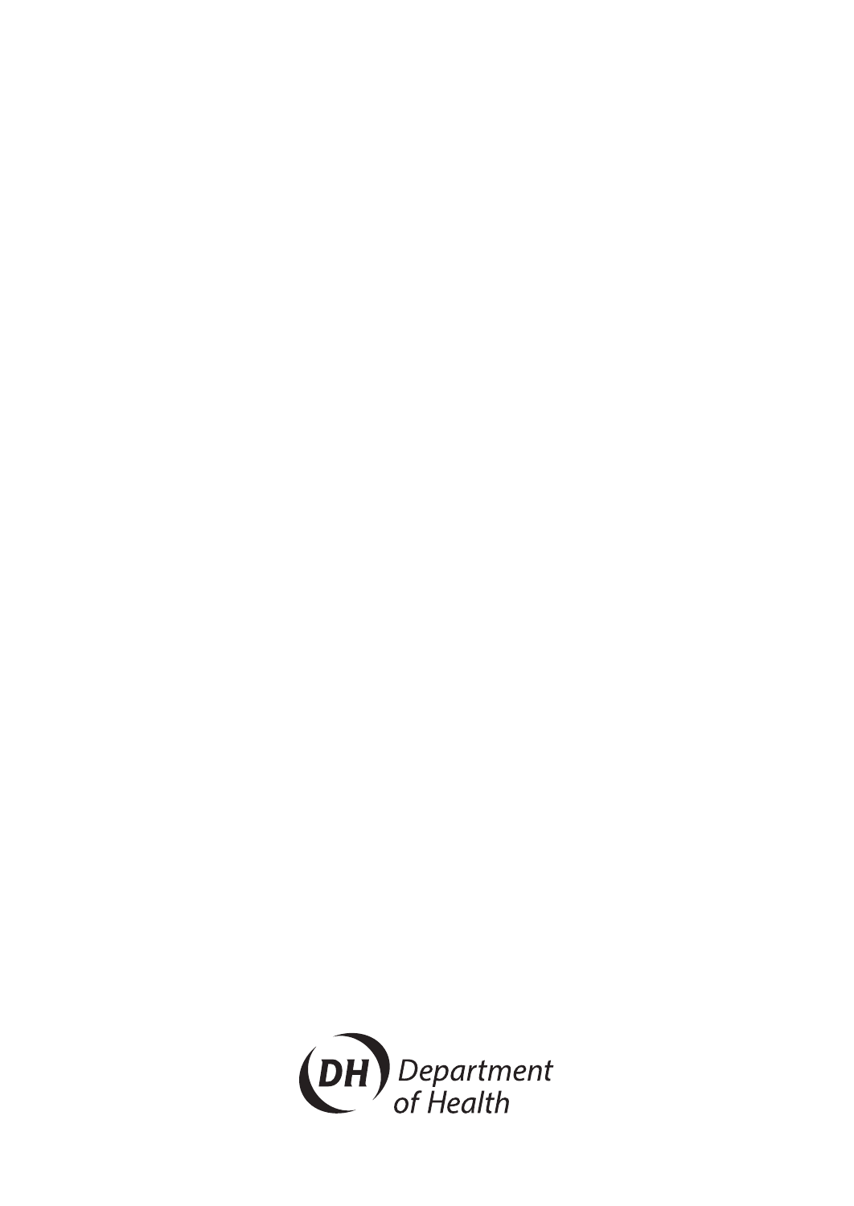DH Department of Health